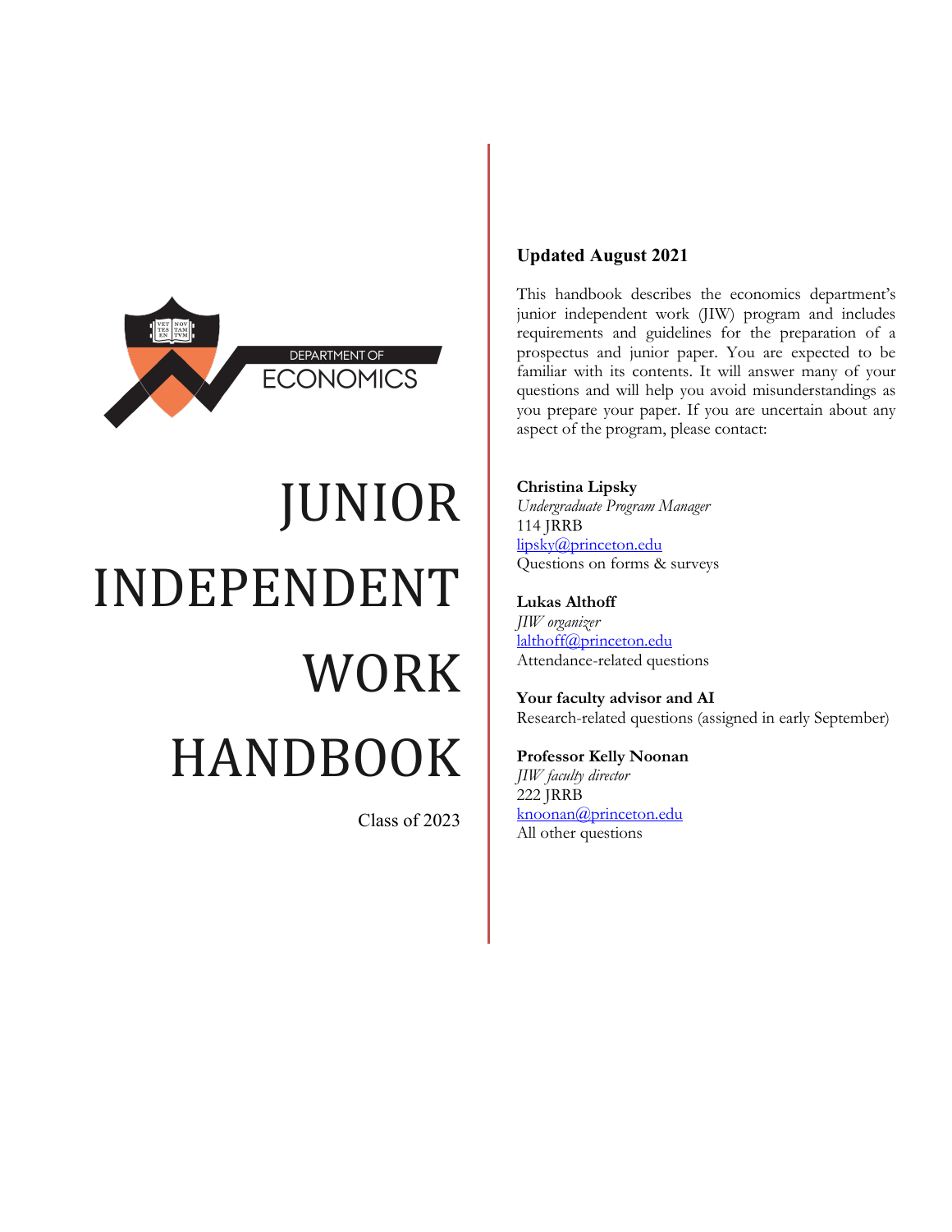DEPARTMENT OF ECONOMICS

# JUNIOR INDEPENDENT WORK HANDBOOK

Class of 2023

**Updated August 2021**

This handbook describes the economics department's junior independent work (JIW) program and includes requirements and guidelines for the preparation of a prospectus and junior paper. You are expected to be familiar with its contents. It will answer many of your questions and will help you avoid misunderstandings as you prepare your paper. If you are uncertain about any aspect of the program, please contact:

**Christina Lipsky**
*Undergraduate Program Manager*
114 JRRB
lipsky@princeton.edu
Questions on forms & surveys

**Lukas Althoff**
*JIW organizer*
lalthoff@princeton.edu
Attendance-related questions

**Your faculty advisor and AI**
Research-related questions (assigned in early September)

**Professor Kelly Noonan**
*JIW faculty director*
222 JRRB
knoonan@princeton.edu
All other questions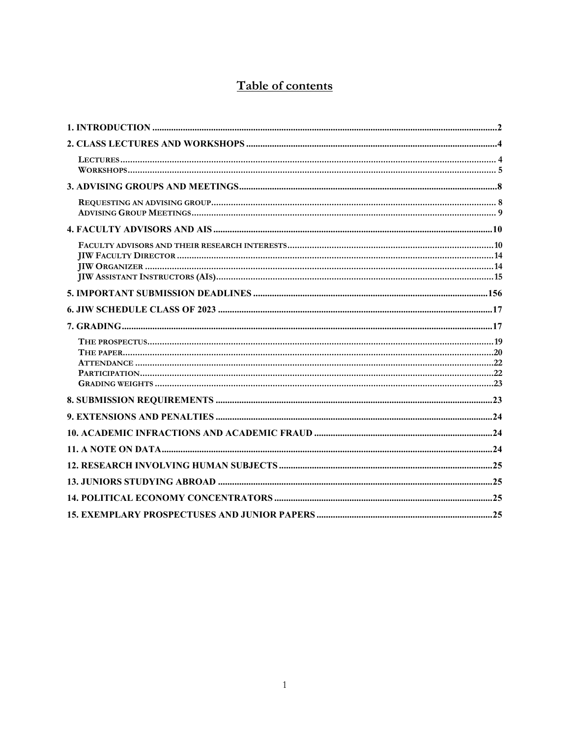# Table of contents

**1. INTRODUCTION** .................................................................. **2**

**2. CLASS LECTURES AND WORKSHOPS** .................................................................. **4**

- LECTURES .................................................................. 4
- WORKSHOPS .................................................................. 5

**3. ADVISING GROUPS AND MEETINGS** .................................................................. **8**

- REQUESTING AN ADVISING GROUP .................................................................. 8
- ADVISING GROUP MEETINGS .................................................................. 9

**4. FACULTY ADVISORS AND AIS** .................................................................. **10**

- FACULTY ADVISORS AND THEIR RESEARCH INTERESTS .................................................................. 10
- JIW FACULTY DIRECTOR .................................................................. 14
- JIW ORGANIZER .................................................................. 14
- JIW ASSISTANT INSTRUCTORS (AIS) .................................................................. 15

**5. IMPORTANT SUBMISSION DEADLINES** .................................................................. **156**

**6. JIW SCHEDULE CLASS OF 2023** .................................................................. **17**

**7. GRADING** .................................................................. **17**

- THE PROSPECTUS .................................................................. 19
- THE PAPER .................................................................. 20
- ATTENDANCE .................................................................. 22
- PARTICIPATION .................................................................. 22
- GRADING WEIGHTS .................................................................. 23

**8. SUBMISSION REQUIREMENTS** .................................................................. **23**

**9. EXTENSIONS AND PENALTIES** .................................................................. **24**

**10. ACADEMIC INFRACTIONS AND ACADEMIC FRAUD** .................................................................. **24**

**11. A NOTE ON DATA** .................................................................. **24**

**12. RESEARCH INVOLVING HUMAN SUBJECTS** .................................................................. **25**

**13. JUNIORS STUDYING ABROAD** .................................................................. **25**

**14. POLITICAL ECONOMY CONCENTRATORS** .................................................................. **25**

**15. EXEMPLARY PROSPECTUSES AND JUNIOR PAPERS** .................................................................. **25**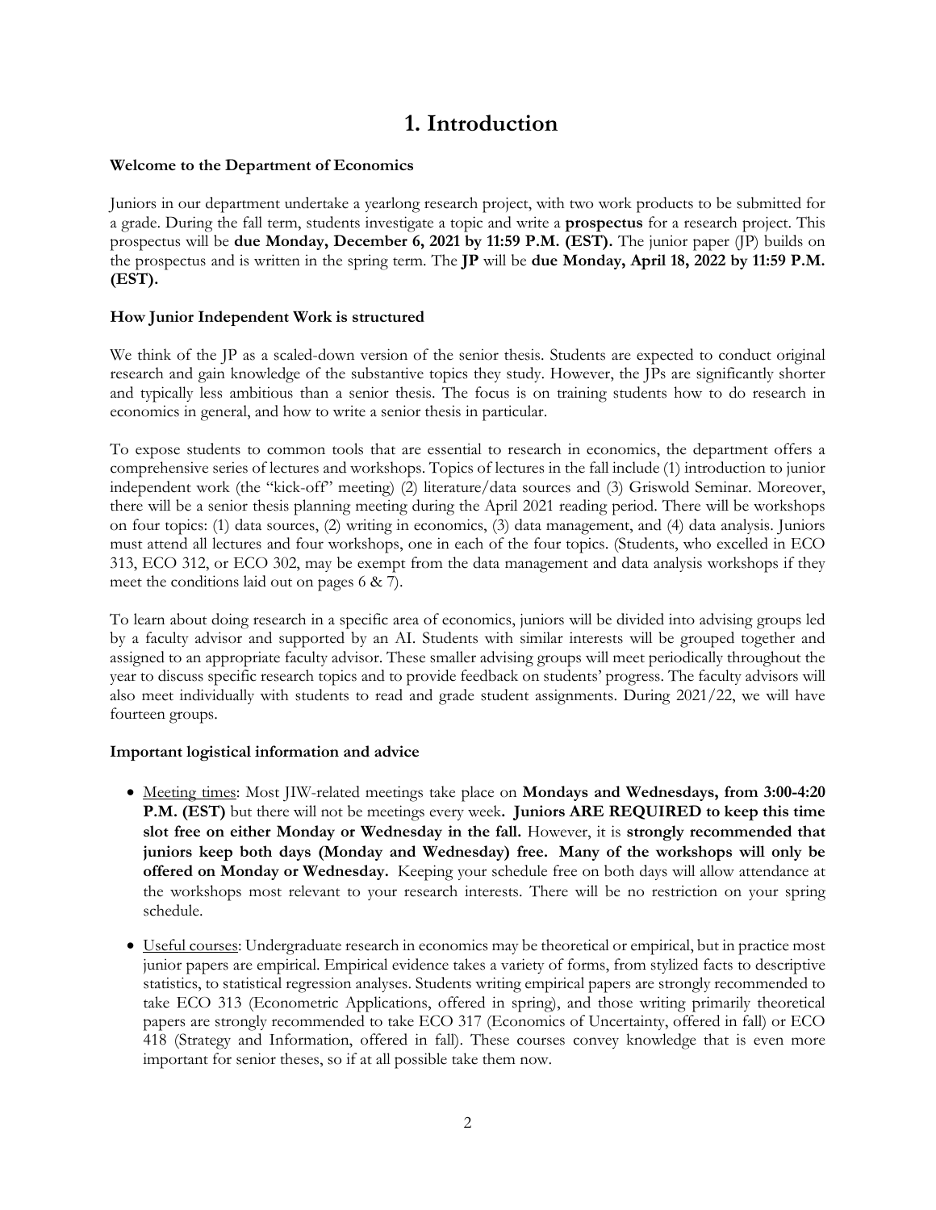# 1. Introduction

**Welcome to the Department of Economics**

Juniors in our department undertake a yearlong research project, with two work products to be submitted for a grade. During the fall term, students investigate a topic and write a **prospectus** for a research project. This prospectus will be **due Monday, December 6, 2021 by 11:59 P.M. (EST).** The junior paper (JP) builds on the prospectus and is written in the spring term. The **JP** will be **due Monday, April 18, 2022 by 11:59 P.M. (EST).**

**How Junior Independent Work is structured**

We think of the JP as a scaled-down version of the senior thesis. Students are expected to conduct original research and gain knowledge of the substantive topics they study. However, the JPs are significantly shorter and typically less ambitious than a senior thesis. The focus is on training students how to do research in economics in general, and how to write a senior thesis in particular.

To expose students to common tools that are essential to research in economics, the department offers a comprehensive series of lectures and workshops. Topics of lectures in the fall include (1) introduction to junior independent work (the "kick-off" meeting) (2) literature/data sources and (3) Griswold Seminar. Moreover, there will be a senior thesis planning meeting during the April 2021 reading period. There will be workshops on four topics: (1) data sources, (2) writing in economics, (3) data management, and (4) data analysis. Juniors must attend all lectures and four workshops, one in each of the four topics. (Students, who excelled in ECO 313, ECO 312, or ECO 302, may be exempt from the data management and data analysis workshops if they meet the conditions laid out on pages 6 & 7).

To learn about doing research in a specific area of economics, juniors will be divided into advising groups led by a faculty advisor and supported by an AI. Students with similar interests will be grouped together and assigned to an appropriate faculty advisor. These smaller advising groups will meet periodically throughout the year to discuss specific research topics and to provide feedback on students' progress. The faculty advisors will also meet individually with students to read and grade student assignments. During 2021/22, we will have fourteen groups.

**Important logistical information and advice**

- Meeting times: Most JIW-related meetings take place on **Mondays and Wednesdays, from 3:00-4:20 P.M. (EST)** but there will not be meetings every week**. Juniors ARE REQUIRED to keep this time slot free on either Monday or Wednesday in the fall.** However, it is **strongly recommended that juniors keep both days (Monday and Wednesday) free. Many of the workshops will only be offered on Monday or Wednesday.** Keeping your schedule free on both days will allow attendance at the workshops most relevant to your research interests. There will be no restriction on your spring schedule.

- Useful courses: Undergraduate research in economics may be theoretical or empirical, but in practice most junior papers are empirical. Empirical evidence takes a variety of forms, from stylized facts to descriptive statistics, to statistical regression analyses. Students writing empirical papers are strongly recommended to take ECO 313 (Econometric Applications, offered in spring), and those writing primarily theoretical papers are strongly recommended to take ECO 317 (Economics of Uncertainty, offered in fall) or ECO 418 (Strategy and Information, offered in fall). These courses convey knowledge that is even more important for senior theses, so if at all possible take them now.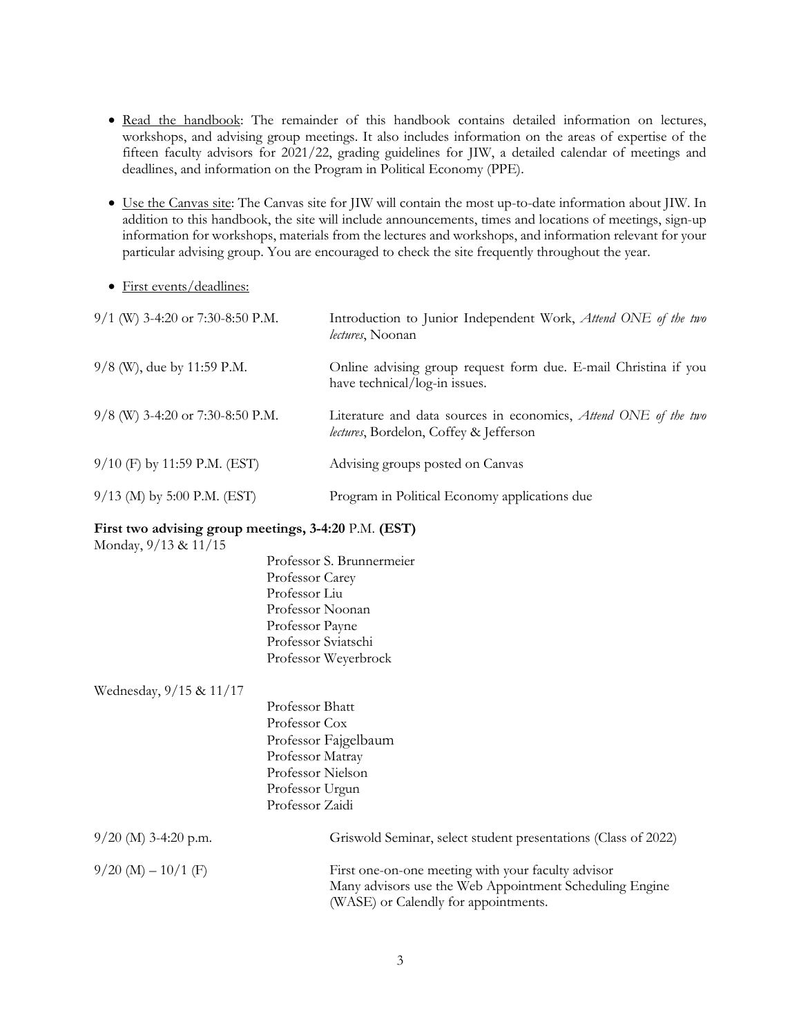- Read the handbook: The remainder of this handbook contains detailed information on lectures, workshops, and advising group meetings. It also includes information on the areas of expertise of the fifteen faculty advisors for 2021/22, grading guidelines for JIW, a detailed calendar of meetings and deadlines, and information on the Program in Political Economy (PPE).

- Use the Canvas site: The Canvas site for JIW will contain the most up-to-date information about JIW. In addition to this handbook, the site will include announcements, times and locations of meetings, sign-up information for workshops, materials from the lectures and workshops, and information relevant for your particular advising group. You are encouraged to check the site frequently throughout the year.

- First events/deadlines:

| | |
|---|---|
| 9/1 (W) 3-4:20 or 7:30-8:50 P.M. | Introduction to Junior Independent Work, *Attend ONE of the two lectures*, Noonan |
| 9/8 (W), due by 11:59 P.M. | Online advising group request form due. E-mail Christina if you have technical/log-in issues. |
| 9/8 (W) 3-4:20 or 7:30-8:50 P.M. | Literature and data sources in economics, *Attend ONE of the two lectures*, Bordelon, Coffey & Jefferson |
| 9/10 (F) by 11:59 P.M. (EST) | Advising groups posted on Canvas |
| 9/13 (M) by 5:00 P.M. (EST) | Program in Political Economy applications due |

**First two advising group meetings, 3-4:20** P.M. **(EST)**

Monday, 9/13 & 11/15

Professor S. Brunnermeier
Professor Carey
Professor Liu
Professor Noonan
Professor Payne
Professor Sviatschi
Professor Weyerbrock

Wednesday, 9/15 & 11/17

Professor Bhatt
Professor Cox
Professor Fajgelbaum
Professor Matray
Professor Nielson
Professor Urgun
Professor Zaidi

| | |
|---|---|
| 9/20 (M) 3-4:20 p.m. | Griswold Seminar, select student presentations (Class of 2022) |
| 9/20 (M) – 10/1 (F) | First one-on-one meeting with your faculty advisor<br>Many advisors use the Web Appointment Scheduling Engine (WASE) or Calendly for appointments. |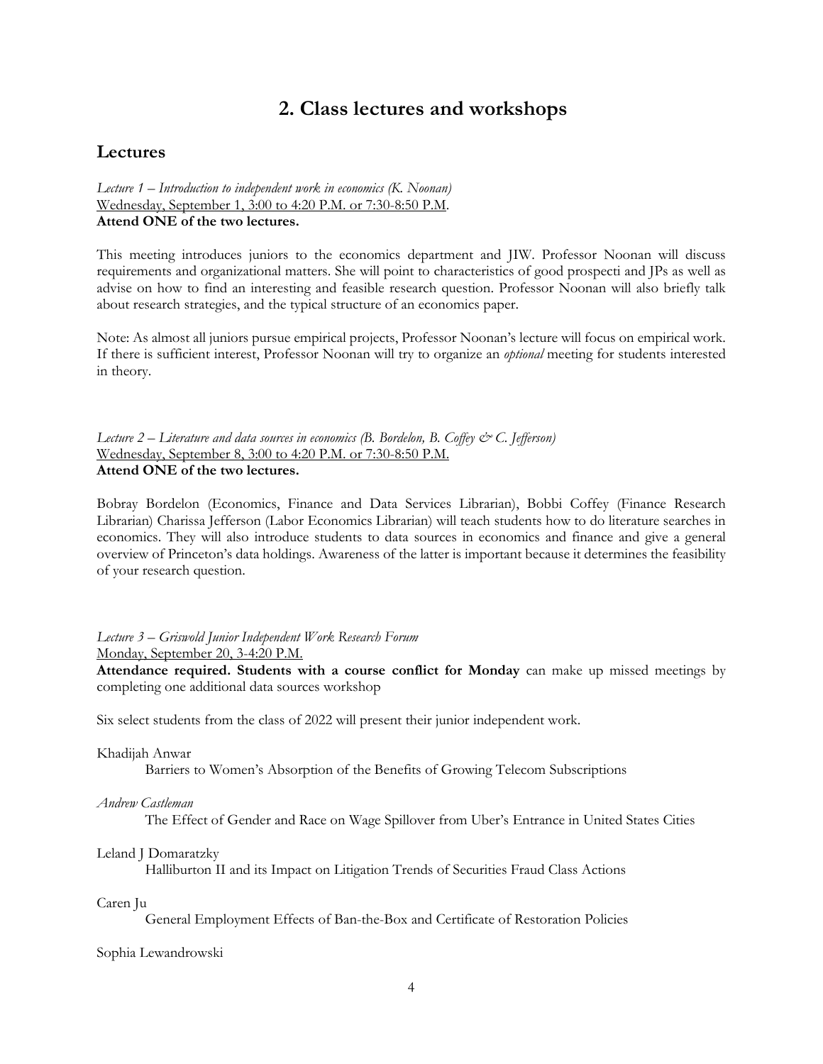# 2. Class lectures and workshops

## Lectures

*Lecture 1 – Introduction to independent work in economics (K. Noonan)*
Wednesday, September 1, 3:00 to 4:20 P.M. or 7:30-8:50 P.M.
**Attend ONE of the two lectures.**

This meeting introduces juniors to the economics department and JIW. Professor Noonan will discuss requirements and organizational matters. She will point to characteristics of good prospecti and JPs as well as advise on how to find an interesting and feasible research question. Professor Noonan will also briefly talk about research strategies, and the typical structure of an economics paper.

Note: As almost all juniors pursue empirical projects, Professor Noonan's lecture will focus on empirical work. If there is sufficient interest, Professor Noonan will try to organize an *optional* meeting for students interested in theory.

*Lecture 2 – Literature and data sources in economics (B. Bordelon, B. Coffey & C. Jefferson)*
Wednesday, September 8, 3:00 to 4:20 P.M. or 7:30-8:50 P.M.
**Attend ONE of the two lectures.**

Bobray Bordelon (Economics, Finance and Data Services Librarian), Bobbi Coffey (Finance Research Librarian) Charissa Jefferson (Labor Economics Librarian) will teach students how to do literature searches in economics. They will also introduce students to data sources in economics and finance and give a general overview of Princeton's data holdings. Awareness of the latter is important because it determines the feasibility of your research question.

*Lecture 3 – Griswold Junior Independent Work Research Forum*
Monday, September 20, 3-4:20 P.M.
**Attendance required. Students with a course conflict for Monday** can make up missed meetings by completing one additional data sources workshop

Six select students from the class of 2022 will present their junior independent work.

Khadijah Anwar
    Barriers to Women's Absorption of the Benefits of Growing Telecom Subscriptions

*Andrew Castleman*
    The Effect of Gender and Race on Wage Spillover from Uber's Entrance in United States Cities

Leland J Domaratzky
    Halliburton II and its Impact on Litigation Trends of Securities Fraud Class Actions

Caren Ju
    General Employment Effects of Ban-the-Box and Certificate of Restoration Policies

Sophia Lewandrowski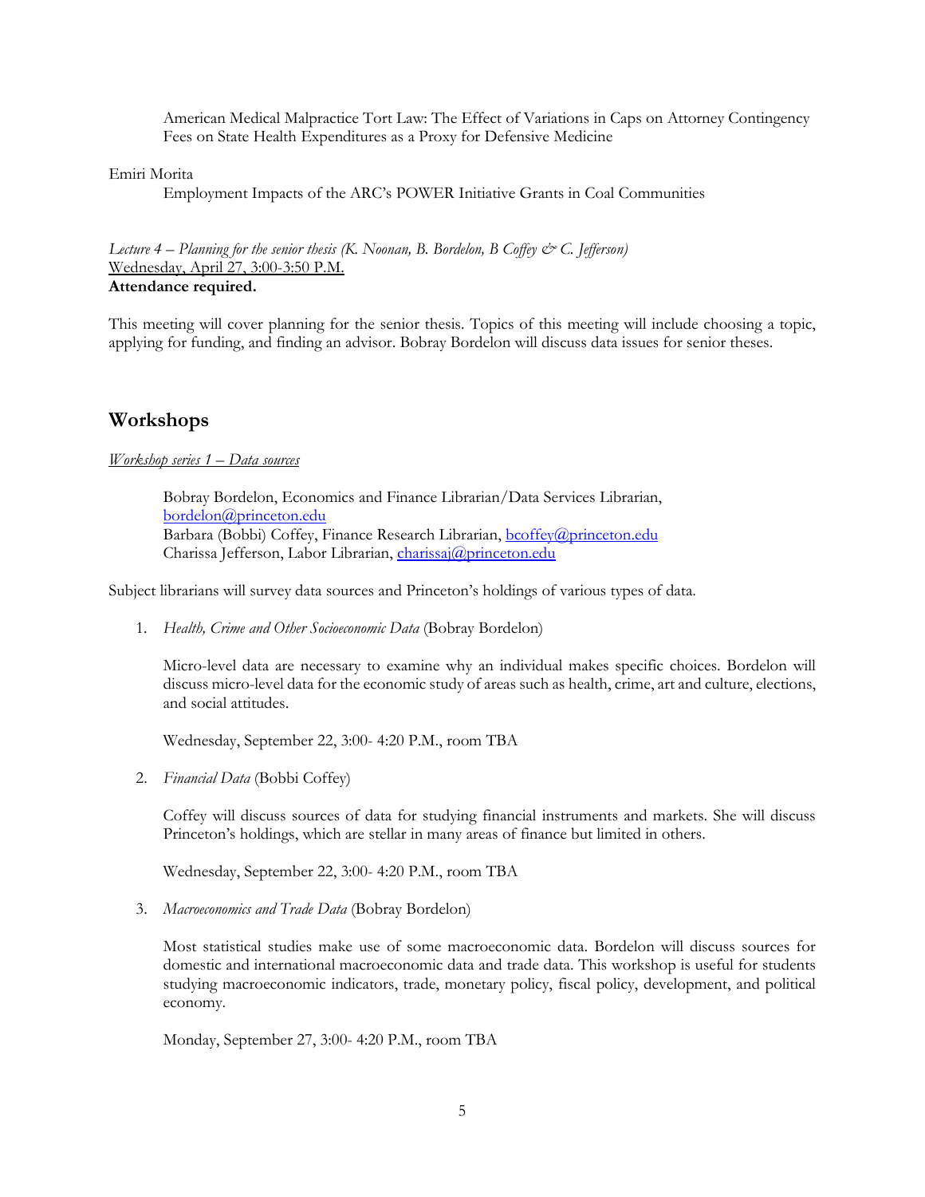American Medical Malpractice Tort Law: The Effect of Variations in Caps on Attorney Contingency Fees on State Health Expenditures as a Proxy for Defensive Medicine

Emiri Morita

Employment Impacts of the ARC's POWER Initiative Grants in Coal Communities

*Lecture 4 – Planning for the senior thesis (K. Noonan, B. Bordelon, B Coffey & C. Jefferson)*
Wednesday, April 27, 3:00-3:50 P.M.
**Attendance required.**

This meeting will cover planning for the senior thesis. Topics of this meeting will include choosing a topic, applying for funding, and finding an advisor. Bobray Bordelon will discuss data issues for senior theses.

## Workshops

*Workshop series 1 – Data sources*

Bobray Bordelon, Economics and Finance Librarian/Data Services Librarian, bordelon@princeton.edu
Barbara (Bobbi) Coffey, Finance Research Librarian, bcoffey@princeton.edu
Charissa Jefferson, Labor Librarian, charissaj@princeton.edu

Subject librarians will survey data sources and Princeton's holdings of various types of data.

1. *Health, Crime and Other Socioeconomic Data* (Bobray Bordelon)

   Micro-level data are necessary to examine why an individual makes specific choices. Bordelon will discuss micro-level data for the economic study of areas such as health, crime, art and culture, elections, and social attitudes.

   Wednesday, September 22, 3:00- 4:20 P.M., room TBA

2. *Financial Data* (Bobbi Coffey)

   Coffey will discuss sources of data for studying financial instruments and markets. She will discuss Princeton's holdings, which are stellar in many areas of finance but limited in others.

   Wednesday, September 22, 3:00- 4:20 P.M., room TBA

3. *Macroeconomics and Trade Data* (Bobray Bordelon)

   Most statistical studies make use of some macroeconomic data. Bordelon will discuss sources for domestic and international macroeconomic data and trade data. This workshop is useful for students studying macroeconomic indicators, trade, monetary policy, fiscal policy, development, and political economy.

   Monday, September 27, 3:00- 4:20 P.M., room TBA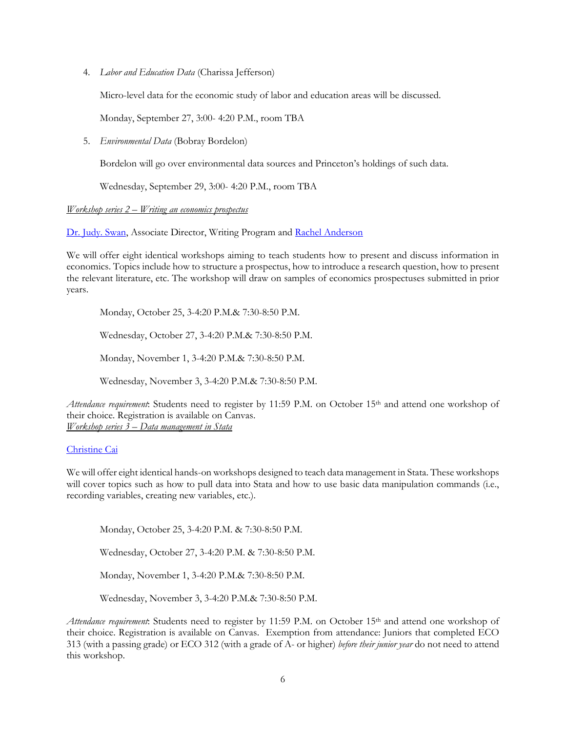4. *Labor and Education Data* (Charissa Jefferson)

   Micro-level data for the economic study of labor and education areas will be discussed.

   Monday, September 27, 3:00- 4:20 P.M., room TBA

5. *Environmental Data* (Bobray Bordelon)

   Bordelon will go over environmental data sources and Princeton's holdings of such data.

   Wednesday, September 29, 3:00- 4:20 P.M., room TBA

*Workshop series 2 – Writing an economics prospectus*

Dr. Judy. Swan, Associate Director, Writing Program and Rachel Anderson

We will offer eight identical workshops aiming to teach students how to present and discuss information in economics. Topics include how to structure a prospectus, how to introduce a research question, how to present the relevant literature, etc. The workshop will draw on samples of economics prospectuses submitted in prior years.

Monday, October 25, 3-4:20 P.M.& 7:30-8:50 P.M.

Wednesday, October 27, 3-4:20 P.M.& 7:30-8:50 P.M.

Monday, November 1, 3-4:20 P.M.& 7:30-8:50 P.M.

Wednesday, November 3, 3-4:20 P.M.& 7:30-8:50 P.M.

*Attendance requirement*: Students need to register by 11:59 P.M. on October 15th and attend one workshop of their choice. Registration is available on Canvas.

*Workshop series 3 – Data management in Stata*

Christine Cai

We will offer eight identical hands-on workshops designed to teach data management in Stata. These workshops will cover topics such as how to pull data into Stata and how to use basic data manipulation commands (i.e., recording variables, creating new variables, etc.).

Monday, October 25, 3-4:20 P.M. & 7:30-8:50 P.M.

Wednesday, October 27, 3-4:20 P.M. & 7:30-8:50 P.M.

Monday, November 1, 3-4:20 P.M.& 7:30-8:50 P.M.

Wednesday, November 3, 3-4:20 P.M.& 7:30-8:50 P.M.

*Attendance requirement*: Students need to register by 11:59 P.M. on October 15th and attend one workshop of their choice. Registration is available on Canvas. Exemption from attendance: Juniors that completed ECO 313 (with a passing grade) or ECO 312 (with a grade of A- or higher) *before their junior year* do not need to attend this workshop.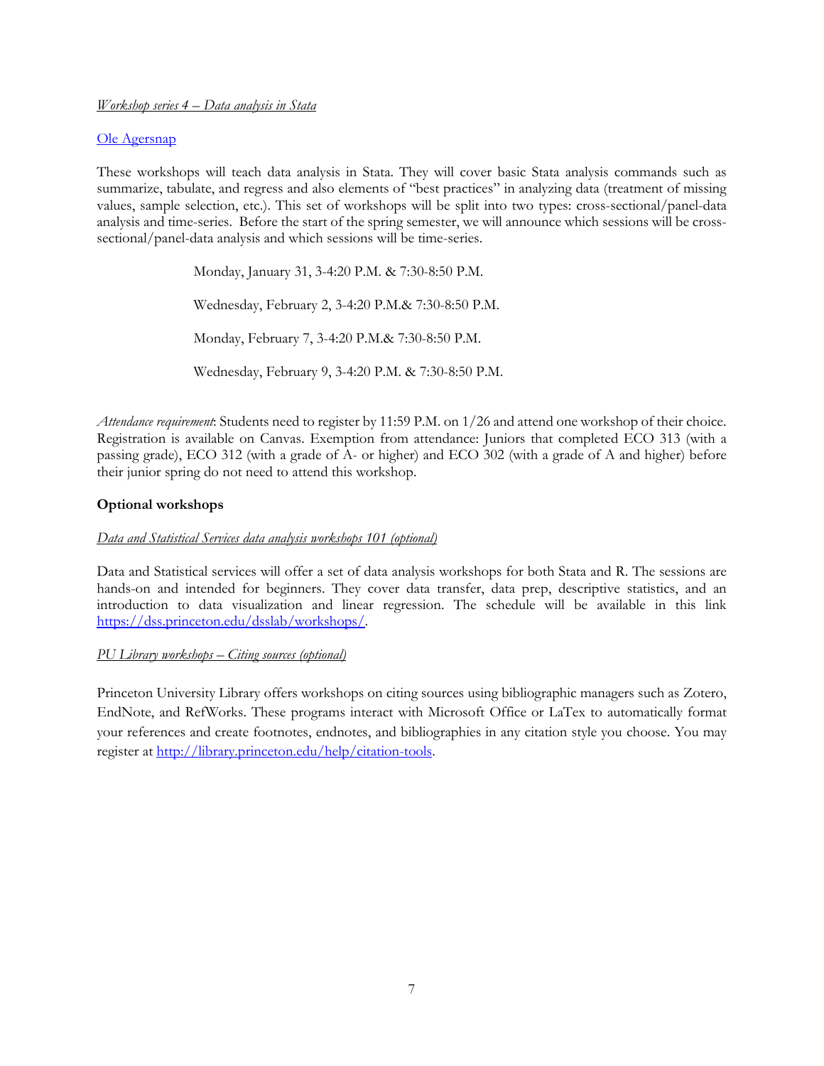*Workshop series 4 – Data analysis in Stata*

[Ole Agersnap]

These workshops will teach data analysis in Stata. They will cover basic Stata analysis commands such as summarize, tabulate, and regress and also elements of "best practices" in analyzing data (treatment of missing values, sample selection, etc.). This set of workshops will be split into two types: cross-sectional/panel-data analysis and time-series. Before the start of the spring semester, we will announce which sessions will be cross-sectional/panel-data analysis and which sessions will be time-series.

Monday, January 31, 3-4:20 P.M. & 7:30-8:50 P.M.

Wednesday, February 2, 3-4:20 P.M.& 7:30-8:50 P.M.

Monday, February 7, 3-4:20 P.M.& 7:30-8:50 P.M.

Wednesday, February 9, 3-4:20 P.M. & 7:30-8:50 P.M.

*Attendance requirement*: Students need to register by 11:59 P.M. on 1/26 and attend one workshop of their choice. Registration is available on Canvas. Exemption from attendance: Juniors that completed ECO 313 (with a passing grade), ECO 312 (with a grade of A- or higher) and ECO 302 (with a grade of A and higher) before their junior spring do not need to attend this workshop.

**Optional workshops**

*Data and Statistical Services data analysis workshops 101 (optional)*

Data and Statistical services will offer a set of data analysis workshops for both Stata and R. The sessions are hands-on and intended for beginners. They cover data transfer, data prep, descriptive statistics, and an introduction to data visualization and linear regression. The schedule will be available in this link https://dss.princeton.edu/dsslab/workshops/.

*PU Library workshops – Citing sources (optional)*

Princeton University Library offers workshops on citing sources using bibliographic managers such as Zotero, EndNote, and RefWorks. These programs interact with Microsoft Office or LaTex to automatically format your references and create footnotes, endnotes, and bibliographies in any citation style you choose. You may register at http://library.princeton.edu/help/citation-tools.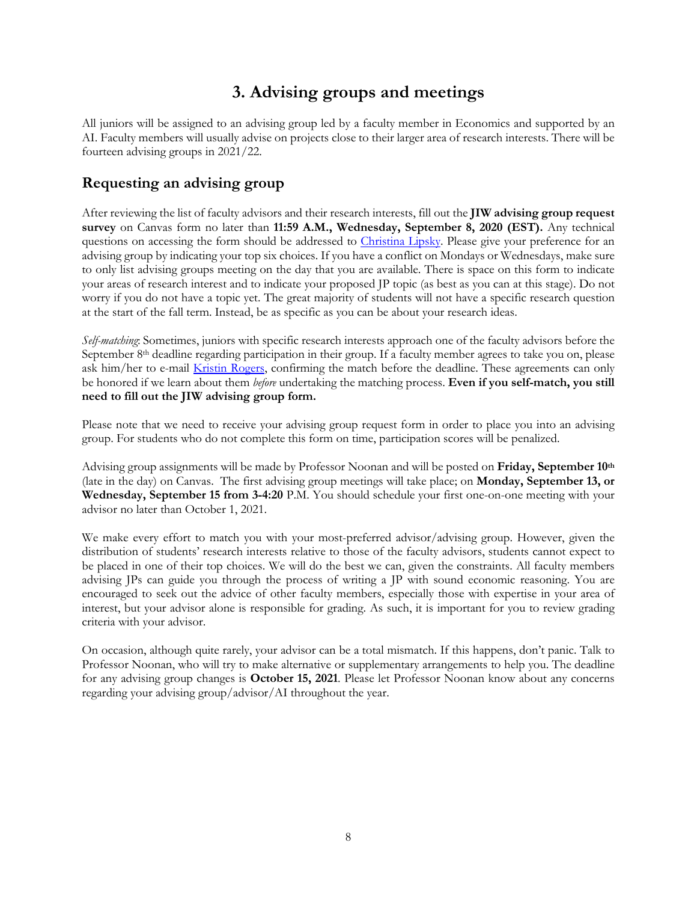# 3. Advising groups and meetings

All juniors will be assigned to an advising group led by a faculty member in Economics and supported by an AI. Faculty members will usually advise on projects close to their larger area of research interests. There will be fourteen advising groups in 2021/22.

## Requesting an advising group

After reviewing the list of faculty advisors and their research interests, fill out the **JIW advising group request survey** on Canvas form no later than **11:59 A.M., Wednesday, September 8, 2020 (EST).** Any technical questions on accessing the form should be addressed to [Christina Lipsky](). Please give your preference for an advising group by indicating your top six choices. If you have a conflict on Mondays or Wednesdays, make sure to only list advising groups meeting on the day that you are available. There is space on this form to indicate your areas of research interest and to indicate your proposed JP topic (as best as you can at this stage). Do not worry if you do not have a topic yet. The great majority of students will not have a specific research question at the start of the fall term. Instead, be as specific as you can be about your research ideas.

*Self-matching*: Sometimes, juniors with specific research interests approach one of the faculty advisors before the September 8th deadline regarding participation in their group. If a faculty member agrees to take you on, please ask him/her to e-mail [Kristin Rogers](), confirming the match before the deadline. These agreements can only be honored if we learn about them *before* undertaking the matching process. **Even if you self-match, you still need to fill out the JIW advising group form.**

Please note that we need to receive your advising group request form in order to place you into an advising group. For students who do not complete this form on time, participation scores will be penalized.

Advising group assignments will be made by Professor Noonan and will be posted on **Friday, September 10th** (late in the day) on Canvas. The first advising group meetings will take place; on **Monday, September 13, or Wednesday, September 15 from 3-4:20** P.M. You should schedule your first one-on-one meeting with your advisor no later than October 1, 2021.

We make every effort to match you with your most-preferred advisor/advising group. However, given the distribution of students' research interests relative to those of the faculty advisors, students cannot expect to be placed in one of their top choices. We will do the best we can, given the constraints. All faculty members advising JPs can guide you through the process of writing a JP with sound economic reasoning. You are encouraged to seek out the advice of other faculty members, especially those with expertise in your area of interest, but your advisor alone is responsible for grading. As such, it is important for you to review grading criteria with your advisor.

On occasion, although quite rarely, your advisor can be a total mismatch. If this happens, don't panic. Talk to Professor Noonan, who will try to make alternative or supplementary arrangements to help you. The deadline for any advising group changes is **October 15, 2021**. Please let Professor Noonan know about any concerns regarding your advising group/advisor/AI throughout the year.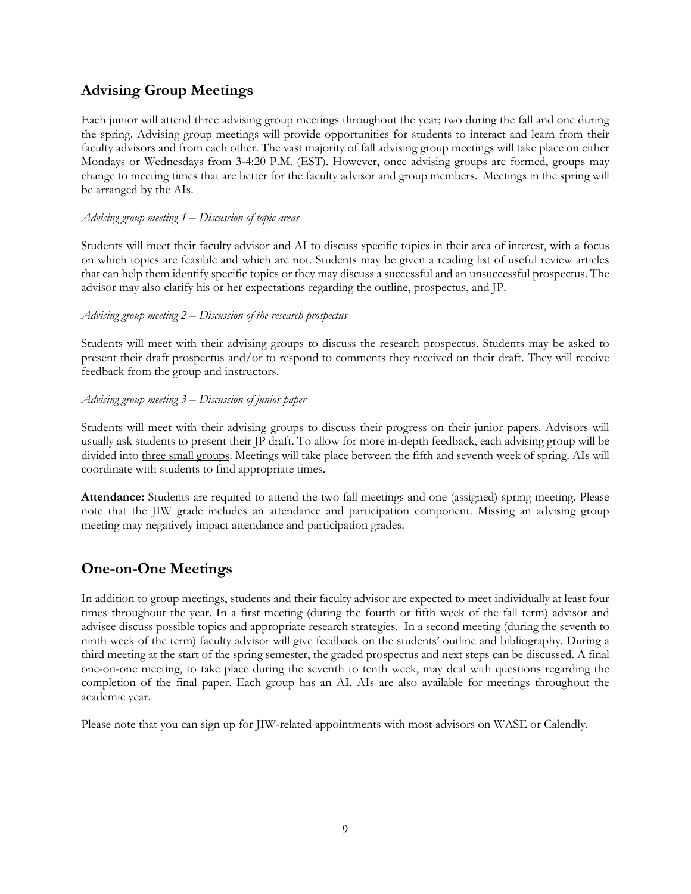## Advising Group Meetings

Each junior will attend three advising group meetings throughout the year; two during the fall and one during the spring. Advising group meetings will provide opportunities for students to interact and learn from their faculty advisors and from each other. The vast majority of fall advising group meetings will take place on either Mondays or Wednesdays from 3-4:20 P.M. (EST). However, once advising groups are formed, groups may change to meeting times that are better for the faculty advisor and group members. Meetings in the spring will be arranged by the AIs.

*Advising group meeting 1 – Discussion of topic areas*

Students will meet their faculty advisor and AI to discuss specific topics in their area of interest, with a focus on which topics are feasible and which are not. Students may be given a reading list of useful review articles that can help them identify specific topics or they may discuss a successful and an unsuccessful prospectus. The advisor may also clarify his or her expectations regarding the outline, prospectus, and JP.

*Advising group meeting 2 – Discussion of the research prospectus*

Students will meet with their advising groups to discuss the research prospectus. Students may be asked to present their draft prospectus and/or to respond to comments they received on their draft. They will receive feedback from the group and instructors.

*Advising group meeting 3 – Discussion of junior paper*

Students will meet with their advising groups to discuss their progress on their junior papers. Advisors will usually ask students to present their JP draft. To allow for more in-depth feedback, each advising group will be divided into <u>three small groups</u>. Meetings will take place between the fifth and seventh week of spring. AIs will coordinate with students to find appropriate times.

**Attendance:** Students are required to attend the two fall meetings and one (assigned) spring meeting. Please note that the JIW grade includes an attendance and participation component. Missing an advising group meeting may negatively impact attendance and participation grades.

## One-on-One Meetings

In addition to group meetings, students and their faculty advisor are expected to meet individually at least four times throughout the year. In a first meeting (during the fourth or fifth week of the fall term) advisor and advisee discuss possible topics and appropriate research strategies. In a second meeting (during the seventh to ninth week of the term) faculty advisor will give feedback on the students' outline and bibliography. During a third meeting at the start of the spring semester, the graded prospectus and next steps can be discussed. A final one-on-one meeting, to take place during the seventh to tenth week, may deal with questions regarding the completion of the final paper. Each group has an AI. AIs are also available for meetings throughout the academic year.

Please note that you can sign up for JIW-related appointments with most advisors on WASE or Calendly.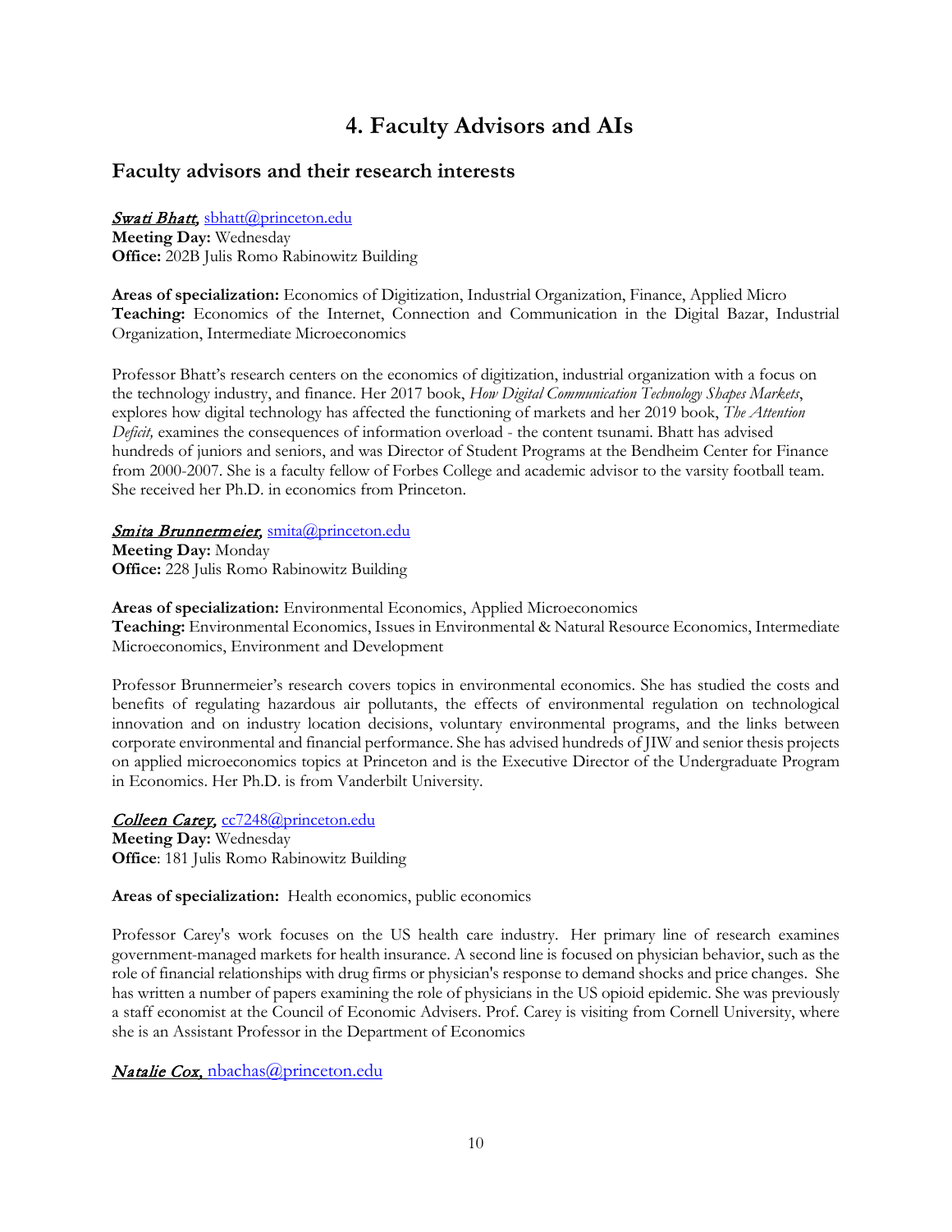# 4. Faculty Advisors and AIs

## Faculty advisors and their research interests

***Swati Bhatt,*** sbhatt@princeton.edu
**Meeting Day:** Wednesday
**Office:** 202B Julis Romo Rabinowitz Building

**Areas of specialization:** Economics of Digitization, Industrial Organization, Finance, Applied Micro
**Teaching:** Economics of the Internet, Connection and Communication in the Digital Bazar, Industrial Organization, Intermediate Microeconomics

Professor Bhatt's research centers on the economics of digitization, industrial organization with a focus on the technology industry, and finance. Her 2017 book, *How Digital Communication Technology Shapes Markets*, explores how digital technology has affected the functioning of markets and her 2019 book, *The Attention Deficit,* examines the consequences of information overload - the content tsunami. Bhatt has advised hundreds of juniors and seniors, and was Director of Student Programs at the Bendheim Center for Finance from 2000-2007. She is a faculty fellow of Forbes College and academic advisor to the varsity football team. She received her Ph.D. in economics from Princeton.

***Smita Brunnermeier,*** smita@princeton.edu
**Meeting Day:** Monday
**Office:** 228 Julis Romo Rabinowitz Building

**Areas of specialization:** Environmental Economics, Applied Microeconomics
**Teaching:** Environmental Economics, Issues in Environmental & Natural Resource Economics, Intermediate Microeconomics, Environment and Development

Professor Brunnermeier's research covers topics in environmental economics. She has studied the costs and benefits of regulating hazardous air pollutants, the effects of environmental regulation on technological innovation and on industry location decisions, voluntary environmental programs, and the links between corporate environmental and financial performance. She has advised hundreds of JIW and senior thesis projects on applied microeconomics topics at Princeton and is the Executive Director of the Undergraduate Program in Economics. Her Ph.D. is from Vanderbilt University.

***Colleen Carey,*** cc7248@princeton.edu
**Meeting Day:** Wednesday
**Office**: 181 Julis Romo Rabinowitz Building

**Areas of specialization:** Health economics, public economics

Professor Carey's work focuses on the US health care industry. Her primary line of research examines government-managed markets for health insurance. A second line is focused on physician behavior, such as the role of financial relationships with drug firms or physician's response to demand shocks and price changes. She has written a number of papers examining the role of physicians in the US opioid epidemic. She was previously a staff economist at the Council of Economic Advisers. Prof. Carey is visiting from Cornell University, where she is an Assistant Professor in the Department of Economics

***Natalie Cox,*** nbachas@princeton.edu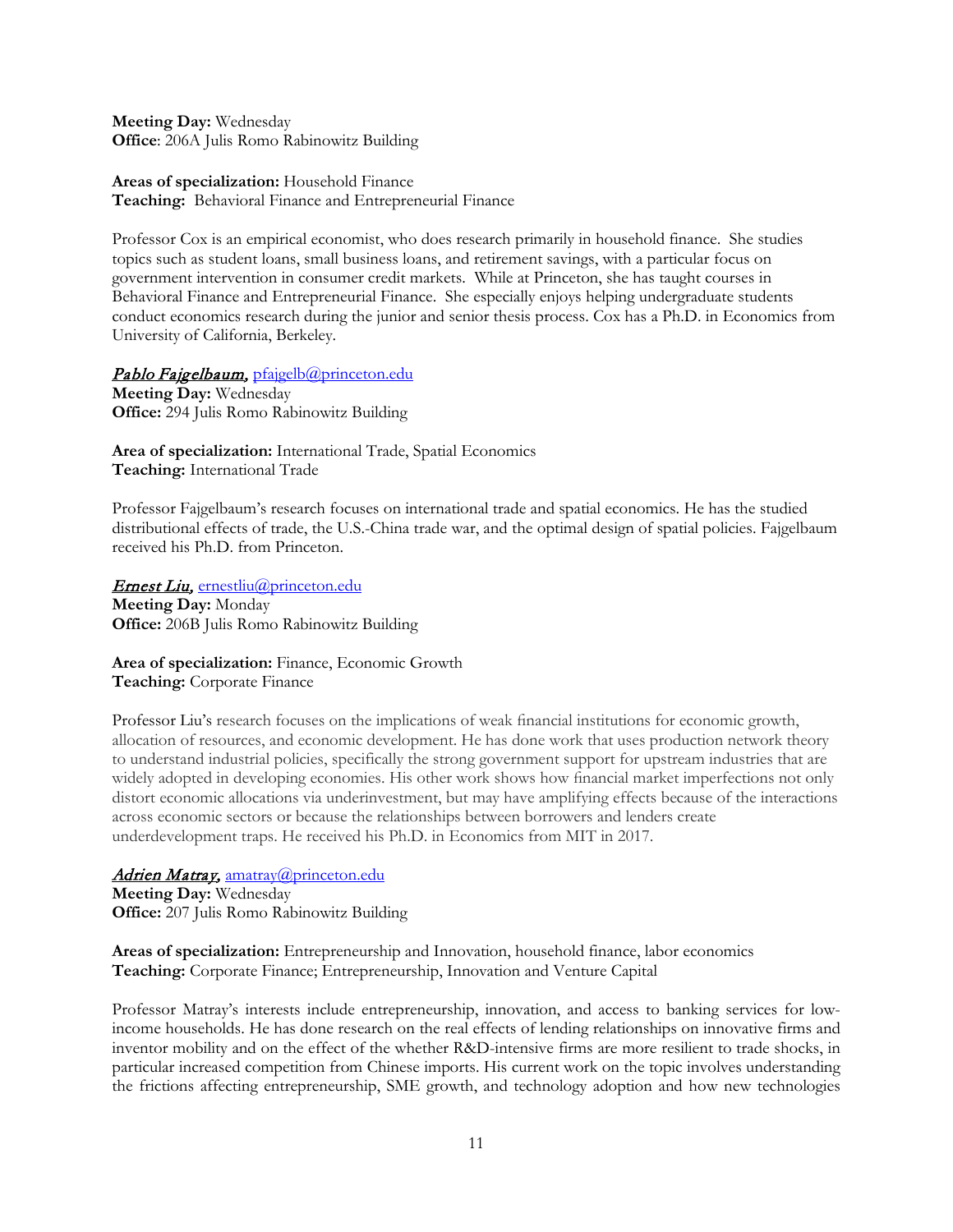**Meeting Day:** Wednesday
**Office**: 206A Julis Romo Rabinowitz Building

**Areas of specialization:** Household Finance
**Teaching:** Behavioral Finance and Entrepreneurial Finance

Professor Cox is an empirical economist, who does research primarily in household finance. She studies topics such as student loans, small business loans, and retirement savings, with a particular focus on government intervention in consumer credit markets. While at Princeton, she has taught courses in Behavioral Finance and Entrepreneurial Finance. She especially enjoys helping undergraduate students conduct economics research during the junior and senior thesis process. Cox has a Ph.D. in Economics from University of California, Berkeley.

***Pablo Fajgelbaum***, pfajgelb@princeton.edu
**Meeting Day:** Wednesday
**Office:** 294 Julis Romo Rabinowitz Building

**Area of specialization:** International Trade, Spatial Economics
**Teaching:** International Trade

Professor Fajgelbaum's research focuses on international trade and spatial economics. He has the studied distributional effects of trade, the U.S.-China trade war, and the optimal design of spatial policies. Fajgelbaum received his Ph.D. from Princeton.

***Ernest Liu***, ernestliu@princeton.edu
**Meeting Day:** Monday
**Office:** 206B Julis Romo Rabinowitz Building

**Area of specialization:** Finance, Economic Growth
**Teaching:** Corporate Finance

Professor Liu's research focuses on the implications of weak financial institutions for economic growth, allocation of resources, and economic development. He has done work that uses production network theory to understand industrial policies, specifically the strong government support for upstream industries that are widely adopted in developing economies. His other work shows how financial market imperfections not only distort economic allocations via underinvestment, but may have amplifying effects because of the interactions across economic sectors or because the relationships between borrowers and lenders create underdevelopment traps. He received his Ph.D. in Economics from MIT in 2017.

***Adrien Matray***, amatray@princeton.edu
**Meeting Day:** Wednesday
**Office:** 207 Julis Romo Rabinowitz Building

**Areas of specialization:** Entrepreneurship and Innovation, household finance, labor economics
**Teaching:** Corporate Finance; Entrepreneurship, Innovation and Venture Capital

Professor Matray's interests include entrepreneurship, innovation, and access to banking services for low-income households. He has done research on the real effects of lending relationships on innovative firms and inventor mobility and on the effect of the whether R&D-intensive firms are more resilient to trade shocks, in particular increased competition from Chinese imports. His current work on the topic involves understanding the frictions affecting entrepreneurship, SME growth, and technology adoption and how new technologies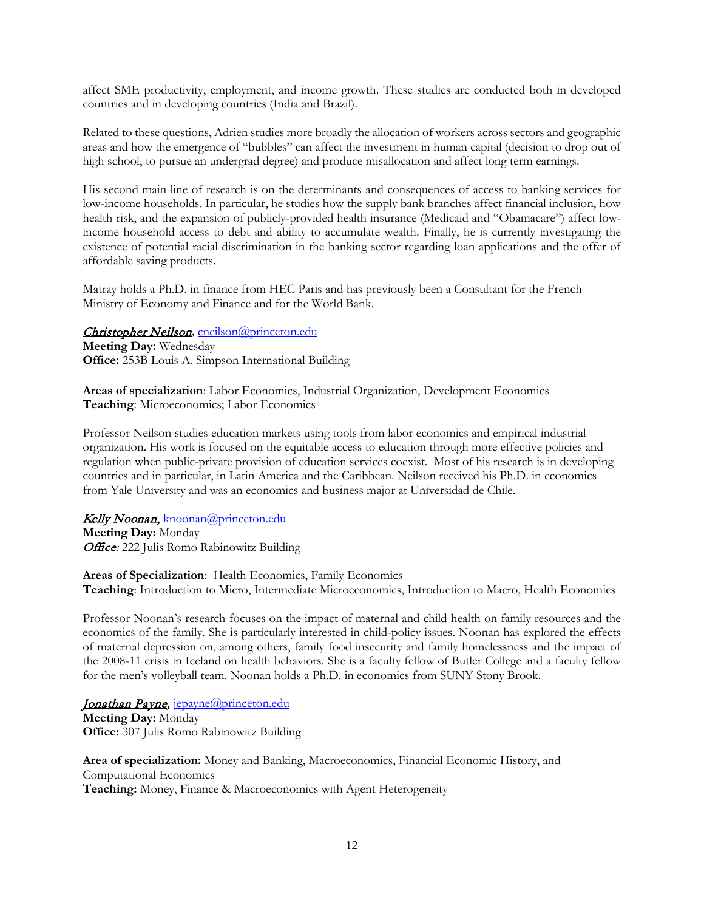affect SME productivity, employment, and income growth. These studies are conducted both in developed countries and in developing countries (India and Brazil).

Related to these questions, Adrien studies more broadly the allocation of workers across sectors and geographic areas and how the emergence of "bubbles" can affect the investment in human capital (decision to drop out of high school, to pursue an undergrad degree) and produce misallocation and affect long term earnings.

His second main line of research is on the determinants and consequences of access to banking services for low-income households. In particular, he studies how the supply bank branches affect financial inclusion, how health risk, and the expansion of publicly-provided health insurance (Medicaid and "Obamacare") affect low-income household access to debt and ability to accumulate wealth. Finally, he is currently investigating the existence of potential racial discrimination in the banking sector regarding loan applications and the offer of affordable saving products.

Matray holds a Ph.D. in finance from HEC Paris and has previously been a Consultant for the French Ministry of Economy and Finance and for the World Bank.

***Christopher Neilson***, cneilson@princeton.edu
**Meeting Day:** Wednesday
**Office:** 253B Louis A. Simpson International Building

**Areas of specialization**: Labor Economics, Industrial Organization, Development Economics
**Teaching**: Microeconomics; Labor Economics

Professor Neilson studies education markets using tools from labor economics and empirical industrial organization. His work is focused on the equitable access to education through more effective policies and regulation when public-private provision of education services coexist. Most of his research is in developing countries and in particular, in Latin America and the Caribbean. Neilson received his Ph.D. in economics from Yale University and was an economics and business major at Universidad de Chile.

***Kelly Noonan,*** knoonan@princeton.edu
**Meeting Day:** Monday
***Office:*** 222 Julis Romo Rabinowitz Building

**Areas of Specialization**: Health Economics, Family Economics
**Teaching**: Introduction to Micro, Intermediate Microeconomics, Introduction to Macro, Health Economics

Professor Noonan's research focuses on the impact of maternal and child health on family resources and the economics of the family. She is particularly interested in child-policy issues. Noonan has explored the effects of maternal depression on, among others, family food insecurity and family homelessness and the impact of the 2008-11 crisis in Iceland on health behaviors. She is a faculty fellow of Butler College and a faculty fellow for the men's volleyball team. Noonan holds a Ph.D. in economics from SUNY Stony Brook.

***Jonathan Payne,*** jepayne@princeton.edu
**Meeting Day:** Monday
**Office:** 307 Julis Romo Rabinowitz Building

**Area of specialization:** Money and Banking, Macroeconomics, Financial Economic History, and Computational Economics
**Teaching:** Money, Finance & Macroeconomics with Agent Heterogeneity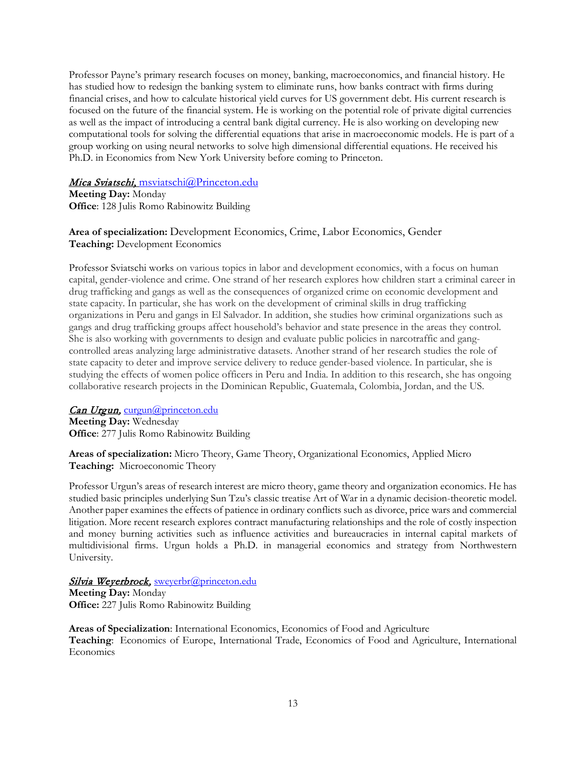Professor Payne's primary research focuses on money, banking, macroeconomics, and financial history. He has studied how to redesign the banking system to eliminate runs, how banks contract with firms during financial crises, and how to calculate historical yield curves for US government debt. His current research is focused on the future of the financial system. He is working on the potential role of private digital currencies as well as the impact of introducing a central bank digital currency. He is also working on developing new computational tools for solving the differential equations that arise in macroeconomic models. He is part of a group working on using neural networks to solve high dimensional differential equations. He received his Ph.D. in Economics from New York University before coming to Princeton.

***Mica Sviatschi***, msviatschi@Princeton.edu
**Meeting Day:** Monday
**Office**: 128 Julis Romo Rabinowitz Building

**Area of specialization:** Development Economics, Crime, Labor Economics, Gender
**Teaching:** Development Economics

Professor Sviatschi works on various topics in labor and development economics, with a focus on human capital, gender-violence and crime. One strand of her research explores how children start a criminal career in drug trafficking and gangs as well as the consequences of organized crime on economic development and state capacity. In particular, she has work on the development of criminal skills in drug trafficking organizations in Peru and gangs in El Salvador. In addition, she studies how criminal organizations such as gangs and drug trafficking groups affect household's behavior and state presence in the areas they control. She is also working with governments to design and evaluate public policies in narcotraffic and gang-controlled areas analyzing large administrative datasets. Another strand of her research studies the role of state capacity to deter and improve service delivery to reduce gender-based violence. In particular, she is studying the effects of women police officers in Peru and India. In addition to this research, she has ongoing collaborative research projects in the Dominican Republic, Guatemala, Colombia, Jordan, and the US.

***Can Urgun***, curgun@princeton.edu
**Meeting Day:** Wednesday
**Office**: 277 Julis Romo Rabinowitz Building

**Areas of specialization:** Micro Theory, Game Theory, Organizational Economics, Applied Micro
**Teaching:** Microeconomic Theory

Professor Urgun's areas of research interest are micro theory, game theory and organization economics. He has studied basic principles underlying Sun Tzu's classic treatise Art of War in a dynamic decision-theoretic model. Another paper examines the effects of patience in ordinary conflicts such as divorce, price wars and commercial litigation. More recent research explores contract manufacturing relationships and the role of costly inspection and money burning activities such as influence activities and bureaucracies in internal capital markets of multidivisional firms. Urgun holds a Ph.D. in managerial economics and strategy from Northwestern University.

***Silvia Weyerbrock***, sweyerbr@princeton.edu
**Meeting Day:** Monday
**Office:** 227 Julis Romo Rabinowitz Building

**Areas of Specialization**: International Economics, Economics of Food and Agriculture
**Teaching**: Economics of Europe, International Trade, Economics of Food and Agriculture, International Economics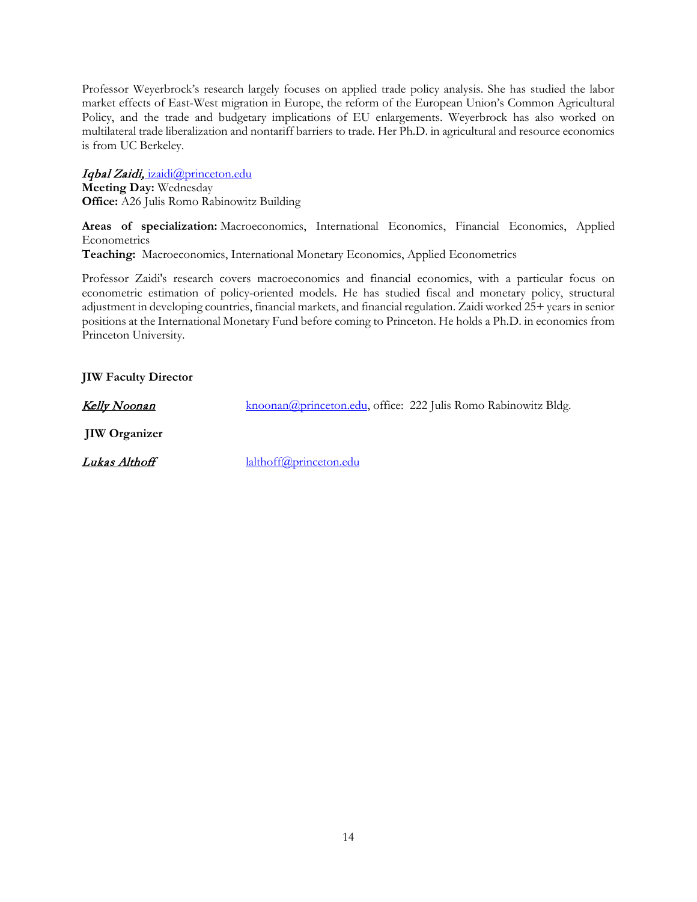Professor Weyerbrock's research largely focuses on applied trade policy analysis. She has studied the labor market effects of East-West migration in Europe, the reform of the European Union's Common Agricultural Policy, and the trade and budgetary implications of EU enlargements. Weyerbrock has also worked on multilateral trade liberalization and nontariff barriers to trade. Her Ph.D. in agricultural and resource economics is from UC Berkeley.

*Iqbal Zaidi,* izaidi@princeton.edu
**Meeting Day:** Wednesday
**Office:** A26 Julis Romo Rabinowitz Building

**Areas of specialization:** Macroeconomics, International Economics, Financial Economics, Applied Econometrics
**Teaching:** Macroeconomics, International Monetary Economics, Applied Econometrics

Professor Zaidi's research covers macroeconomics and financial economics, with a particular focus on econometric estimation of policy-oriented models. He has studied fiscal and monetary policy, structural adjustment in developing countries, financial markets, and financial regulation. Zaidi worked 25+ years in senior positions at the International Monetary Fund before coming to Princeton. He holds a Ph.D. in economics from Princeton University.

**JIW Faculty Director**

*Kelly Noonan* knoonan@princeton.edu, office: 222 Julis Romo Rabinowitz Bldg.

**JIW Organizer**

*Lukas Althoff* lalthoff@princeton.edu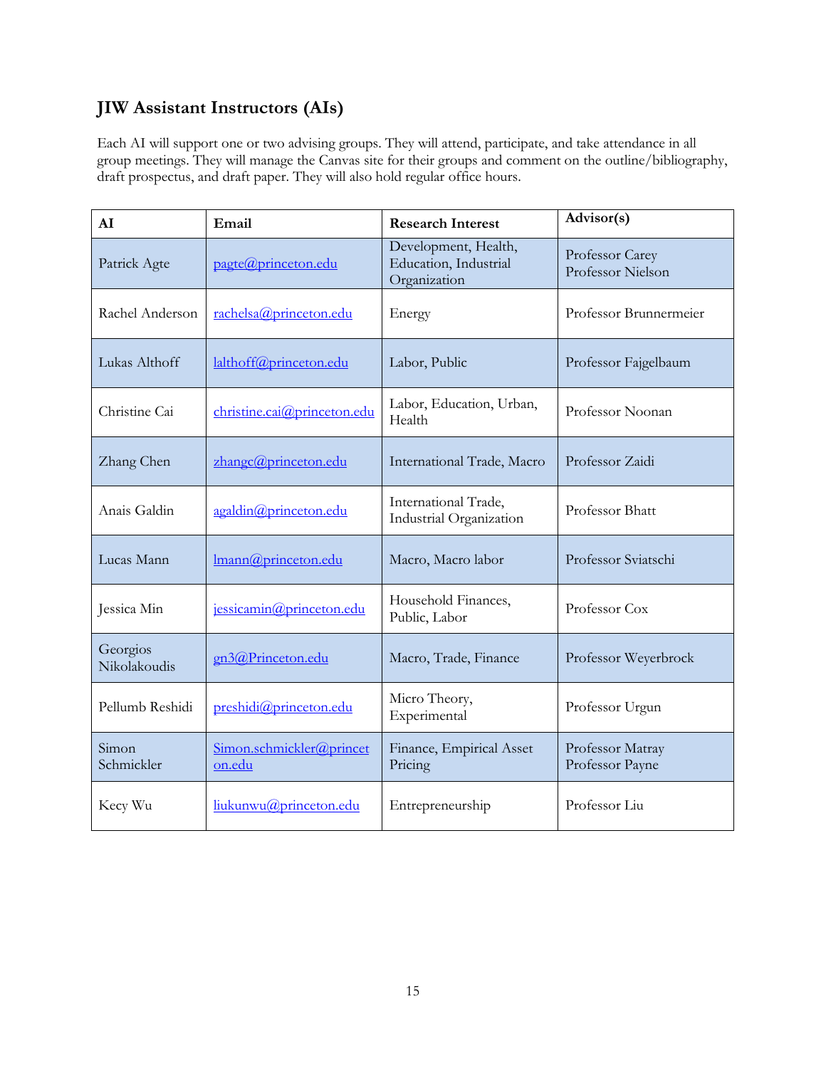## JIW Assistant Instructors (AIs)

Each AI will support one or two advising groups. They will attend, participate, and take attendance in all group meetings. They will manage the Canvas site for their groups and comment on the outline/bibliography, draft prospectus, and draft paper. They will also hold regular office hours.

| AI | Email | Research Interest | Advisor(s) |
|---|---|---|---|
| Patrick Agte | pagte@princeton.edu | Development, Health, Education, Industrial Organization | Professor Carey<br>Professor Nielson |
| Rachel Anderson | rachelsa@princeton.edu | Energy | Professor Brunnermeier |
| Lukas Althoff | lalthoff@princeton.edu | Labor, Public | Professor Fajgelbaum |
| Christine Cai | christine.cai@princeton.edu | Labor, Education, Urban, Health | Professor Noonan |
| Zhang Chen | zhangc@princeton.edu | International Trade, Macro | Professor Zaidi |
| Anais Galdin | agaldin@princeton.edu | International Trade, Industrial Organization | Professor Bhatt |
| Lucas Mann | lmann@princeton.edu | Macro, Macro labor | Professor Sviatschi |
| Jessica Min | jessicamin@princeton.edu | Household Finances, Public, Labor | Professor Cox |
| Georgios Nikolakoudis | gn3@Princeton.edu | Macro, Trade, Finance | Professor Weyerbrock |
| Pellumb Reshidi | preshidi@princeton.edu | Micro Theory, Experimental | Professor Urgun |
| Simon Schmickler | Simon.schmickler@princeton.edu | Finance, Empirical Asset Pricing | Professor Matray<br>Professor Payne |
| Kecy Wu | liukunwu@princeton.edu | Entrepreneurship | Professor Liu |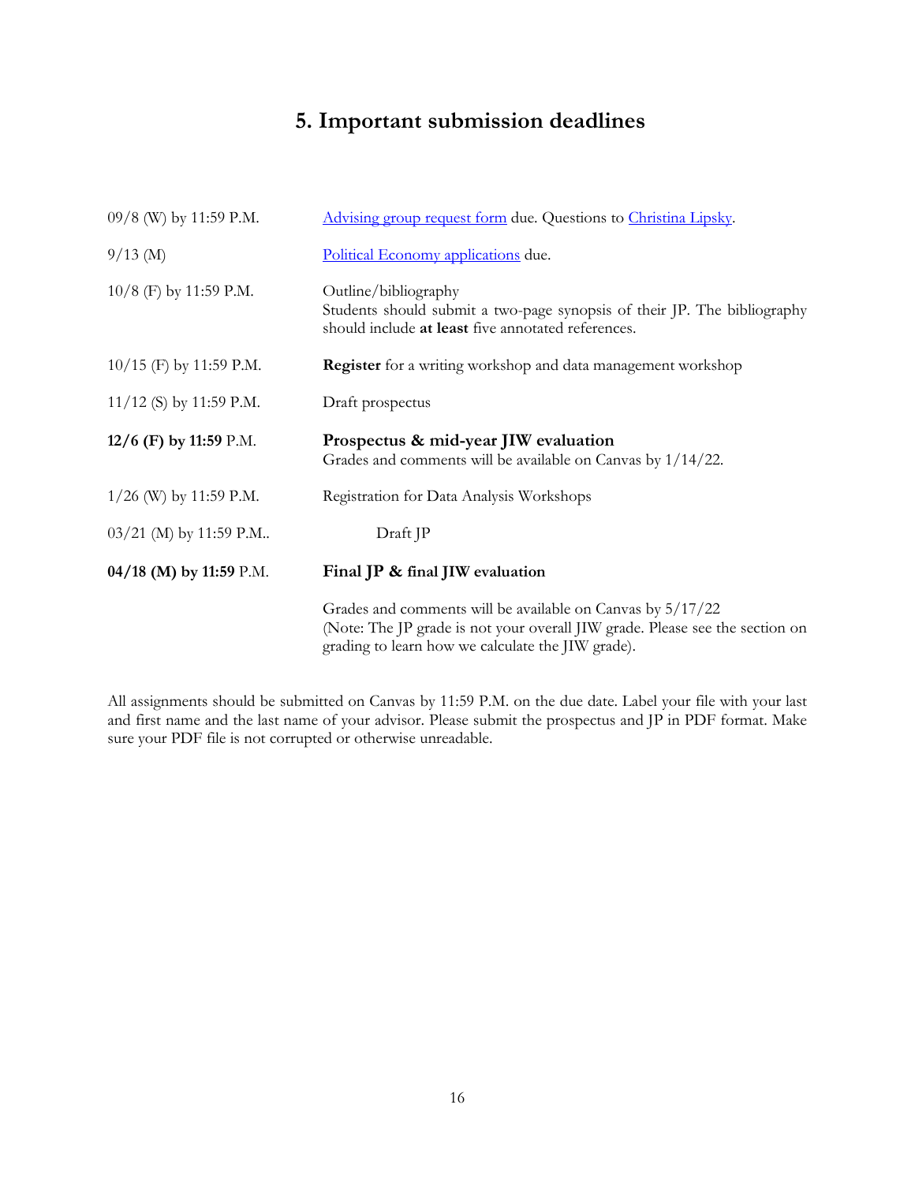## 5. Important submission deadlines

| | |
|---|---|
| 09/8 (W) by 11:59 P.M. | Advising group request form due. Questions to Christina Lipsky. |
| 9/13 (M) | Political Economy applications due. |
| 10/8 (F) by 11:59 P.M. | Outline/bibliography<br>Students should submit a two-page synopsis of their JP. The bibliography should include **at least** five annotated references. |
| 10/15 (F) by 11:59 P.M. | **Register** for a writing workshop and data management workshop |
| 11/12 (S) by 11:59 P.M. | Draft prospectus |
| **12/6 (F) by 11:59** P.M. | **Prospectus & mid-year JIW evaluation**<br>Grades and comments will be available on Canvas by 1/14/22. |
| 1/26 (W) by 11:59 P.M. | Registration for Data Analysis Workshops |
| 03/21 (M) by 11:59 P.M.. | Draft JP |
| **04/18 (M) by 11:59** P.M. | **Final JP & final JIW evaluation** |
| | Grades and comments will be available on Canvas by 5/17/22<br>(Note: The JP grade is not your overall JIW grade. Please see the section on grading to learn how we calculate the JIW grade). |

All assignments should be submitted on Canvas by 11:59 P.M. on the due date. Label your file with your last and first name and the last name of your advisor. Please submit the prospectus and JP in PDF format. Make sure your PDF file is not corrupted or otherwise unreadable.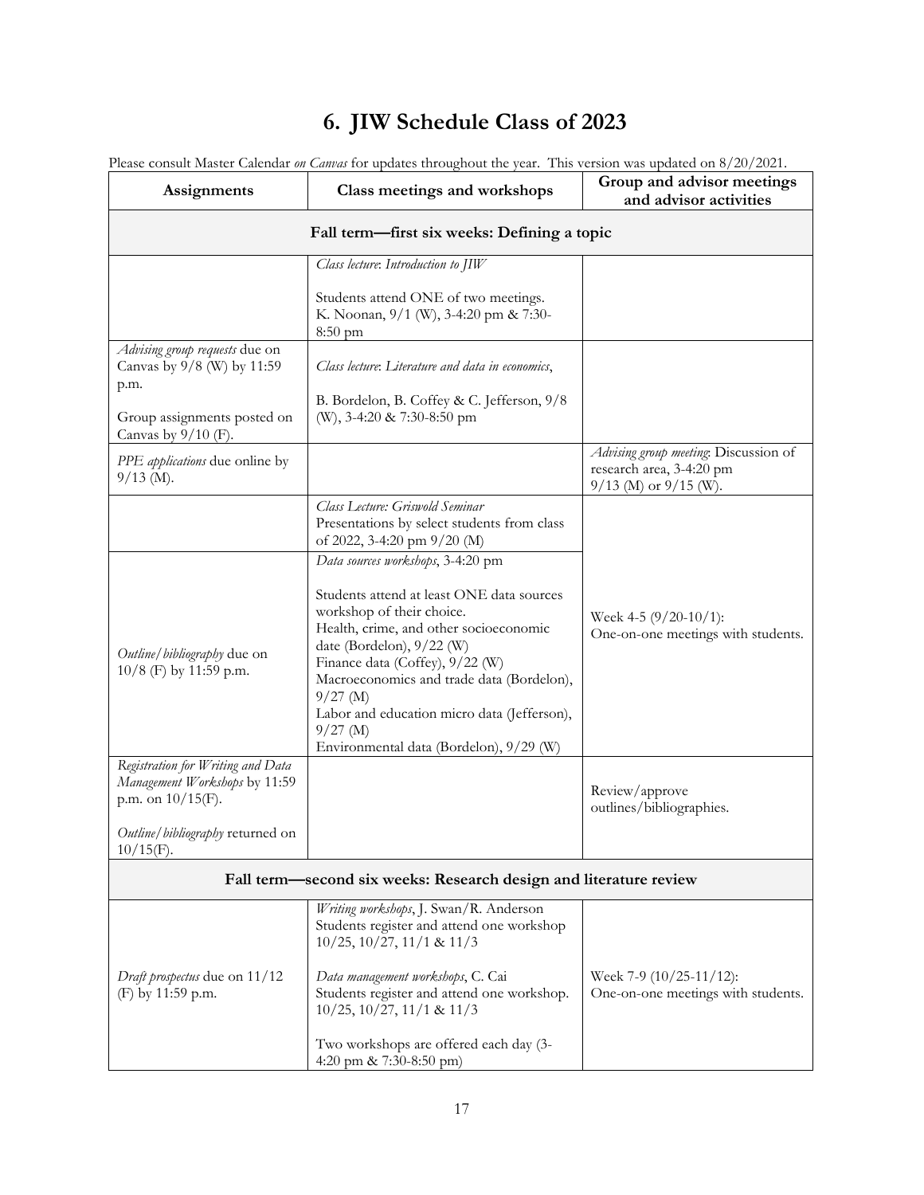# 6. JIW Schedule Class of 2023

Please consult Master Calendar *on Canvas* for updates throughout the year. This version was updated on 8/20/2021.

| Assignments | Class meetings and workshops | Group and advisor meetings and advisor activities |
|---|---|---|
| **Fall term—first six weeks: Defining a topic** | | |
| | *Class lecture*: *Introduction to JIW*<br><br>Students attend ONE of two meetings. K. Noonan, 9/1 (W), 3-4:20 pm & 7:30-8:50 pm | |
| *Advising group requests* due on Canvas by 9/8 (W) by 11:59 p.m.<br><br>Group assignments posted on Canvas by 9/10 (F). | *Class lecture*: *Literature and data in economics*,<br><br>B. Bordelon, B. Coffey & C. Jefferson, 9/8 (W), 3-4:20 & 7:30-8:50 pm | |
| *PPE applications* due online by 9/13 (M). | | *Advising group meeting*: Discussion of research area, 3-4:20 pm 9/13 (M) or 9/15 (W). |
| | *Class Lecture: Griswold Seminar*<br>Presentations by select students from class of 2022, 3-4:20 pm 9/20 (M) | Week 4-5 (9/20-10/1): One-on-one meetings with students. |
| *Outline/bibliography* due on 10/8 (F) by 11:59 p.m. | *Data sources workshops*, 3-4:20 pm<br><br>Students attend at least ONE data sources workshop of their choice.<br>Health, crime, and other socioeconomic date (Bordelon), 9/22 (W)<br>Finance data (Coffey), 9/22 (W)<br>Macroeconomics and trade data (Bordelon), 9/27 (M)<br>Labor and education micro data (Jefferson), 9/27 (M)<br>Environmental data (Bordelon), 9/29 (W) | |
| *Registration for Writing and Data Management Workshops* by 11:59 p.m. on 10/15(F).<br><br>*Outline/bibliography* returned on 10/15(F). | | Review/approve outlines/bibliographies. |
| **Fall term—second six weeks: Research design and literature review** | | |
| *Draft prospectus* due on 11/12 (F) by 11:59 p.m. | *Writing workshops*, J. Swan/R. Anderson<br>Students register and attend one workshop 10/25, 10/27, 11/1 & 11/3<br><br>*Data management workshops*, C. Cai<br>Students register and attend one workshop. 10/25, 10/27, 11/1 & 11/3<br><br>Two workshops are offered each day (3-4:20 pm & 7:30-8:50 pm) | Week 7-9 (10/25-11/12): One-on-one meetings with students. |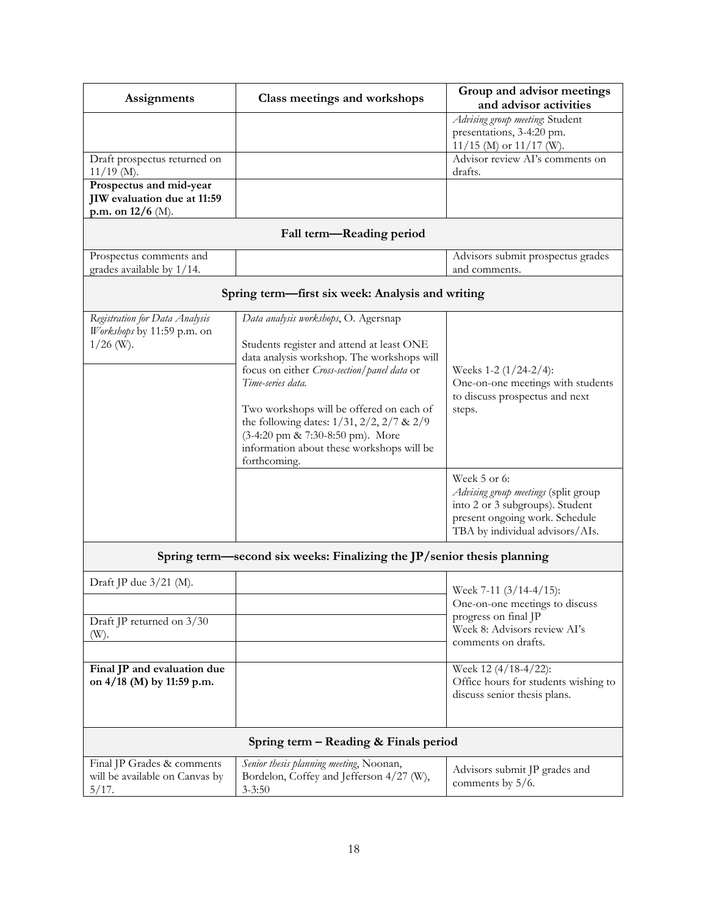| Assignments | Class meetings and workshops | Group and advisor meetings and advisor activities |
|---|---|---|
| | | *Advising group meeting*: Student presentations, 3-4:20 pm. 11/15 (M) or 11/17 (W). |
| Draft prospectus returned on 11/19 (M). | | Advisor review AI's comments on drafts. |
| **Prospectus and mid-year JIW evaluation due at 11:59 p.m. on 12/6** (M). | | |
| **Fall term—Reading period** | | |
| Prospectus comments and grades available by 1/14. | | Advisors submit prospectus grades and comments. |
| **Spring term—first six week: Analysis and writing** | | |
| *Registration for Data Analysis Workshops* by 11:59 p.m. on 1/26 (W). | *Data analysis workshops*, O. Agersnap<br><br>Students register and attend at least ONE data analysis workshop. The workshops will focus on either *Cross-section/panel data* or *Time-series data*.<br><br>Two workshops will be offered on each of the following dates: 1/31, 2/2, 2/7 & 2/9 (3-4:20 pm & 7:30-8:50 pm). More information about these workshops will be forthcoming. | Weeks 1-2 (1/24-2/4): One-on-one meetings with students to discuss prospectus and next steps. |
| | | Week 5 or 6: *Advising group meetings* (split group into 2 or 3 subgroups). Student present ongoing work. Schedule TBA by individual advisors/AIs. |
| **Spring term—second six weeks: Finalizing the JP/senior thesis planning** | | |
| Draft JP due 3/21 (M). | | Week 7-11 (3/14-4/15): One-on-one meetings to discuss progress on final JP<br>Week 8: Advisors review AI's comments on drafts. |
| Draft JP returned on 3/30 (W). | | |
| **Final JP and evaluation due on 4/18 (M) by 11:59 p.m.** | | Week 12 (4/18-4/22): Office hours for students wishing to discuss senior thesis plans. |
| **Spring term – Reading & Finals period** | | |
| Final JP Grades & comments will be available on Canvas by 5/17. | *Senior thesis planning meeting*, Noonan, Bordelon, Coffey and Jefferson 4/27 (W), 3-3:50 | Advisors submit JP grades and comments by 5/6. |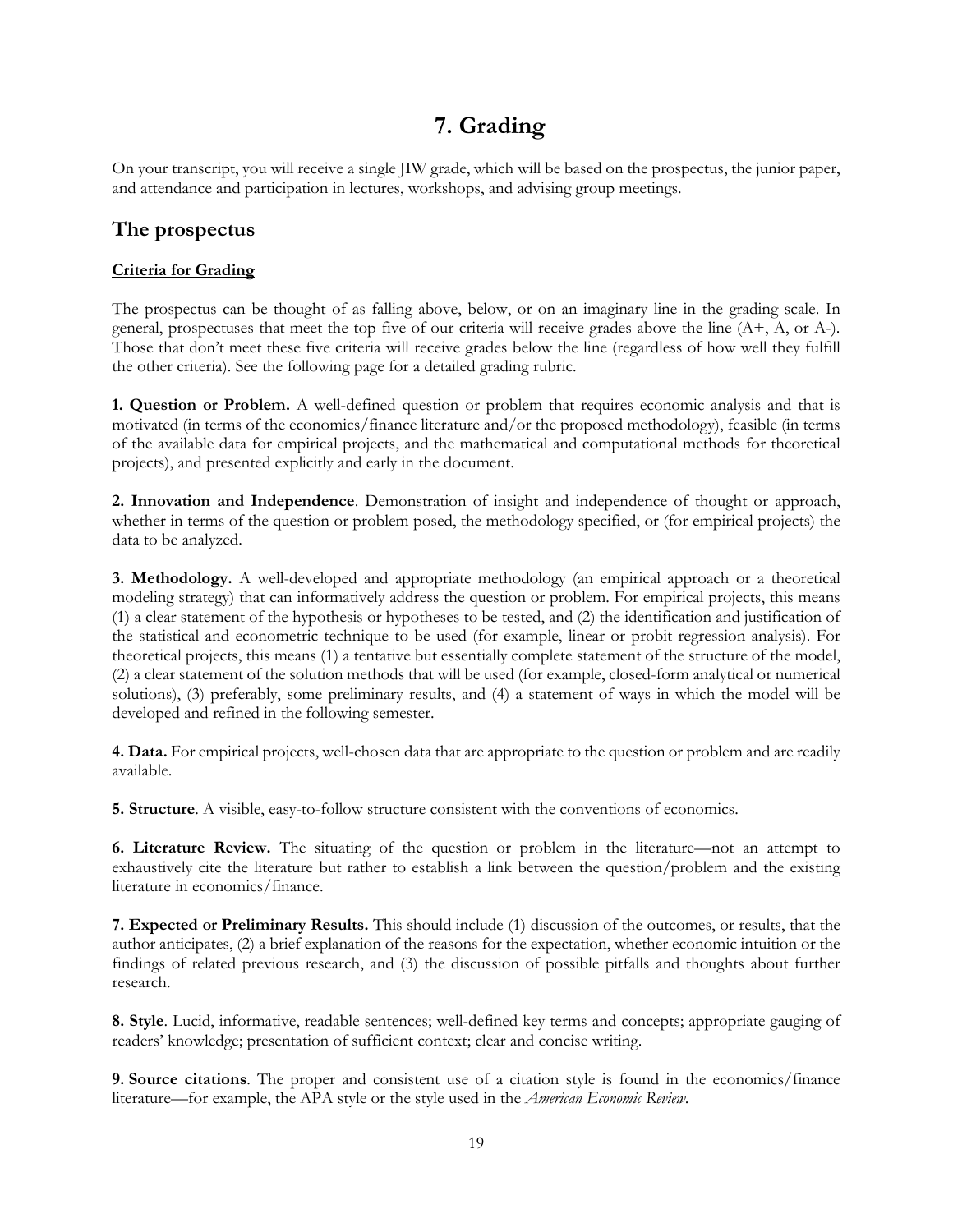# 7. Grading

On your transcript, you will receive a single JIW grade, which will be based on the prospectus, the junior paper, and attendance and participation in lectures, workshops, and advising group meetings.

## The prospectus

**Criteria for Grading**

The prospectus can be thought of as falling above, below, or on an imaginary line in the grading scale. In general, prospectuses that meet the top five of our criteria will receive grades above the line (A+, A, or A-). Those that don't meet these five criteria will receive grades below the line (regardless of how well they fulfill the other criteria). See the following page for a detailed grading rubric.

**1. Question or Problem.** A well-defined question or problem that requires economic analysis and that is motivated (in terms of the economics/finance literature and/or the proposed methodology), feasible (in terms of the available data for empirical projects, and the mathematical and computational methods for theoretical projects), and presented explicitly and early in the document.

**2. Innovation and Independence**. Demonstration of insight and independence of thought or approach, whether in terms of the question or problem posed, the methodology specified, or (for empirical projects) the data to be analyzed.

**3. Methodology.** A well-developed and appropriate methodology (an empirical approach or a theoretical modeling strategy) that can informatively address the question or problem. For empirical projects, this means (1) a clear statement of the hypothesis or hypotheses to be tested, and (2) the identification and justification of the statistical and econometric technique to be used (for example, linear or probit regression analysis). For theoretical projects, this means (1) a tentative but essentially complete statement of the structure of the model, (2) a clear statement of the solution methods that will be used (for example, closed-form analytical or numerical solutions), (3) preferably, some preliminary results, and (4) a statement of ways in which the model will be developed and refined in the following semester.

**4. Data.** For empirical projects, well-chosen data that are appropriate to the question or problem and are readily available.

**5. Structure**. A visible, easy-to-follow structure consistent with the conventions of economics.

**6. Literature Review.** The situating of the question or problem in the literature—not an attempt to exhaustively cite the literature but rather to establish a link between the question/problem and the existing literature in economics/finance.

**7. Expected or Preliminary Results.** This should include (1) discussion of the outcomes, or results, that the author anticipates, (2) a brief explanation of the reasons for the expectation, whether economic intuition or the findings of related previous research, and (3) the discussion of possible pitfalls and thoughts about further research.

**8. Style**. Lucid, informative, readable sentences; well-defined key terms and concepts; appropriate gauging of readers' knowledge; presentation of sufficient context; clear and concise writing.

**9. Source citations**. The proper and consistent use of a citation style is found in the economics/finance literature—for example, the APA style or the style used in the *American Economic Review*.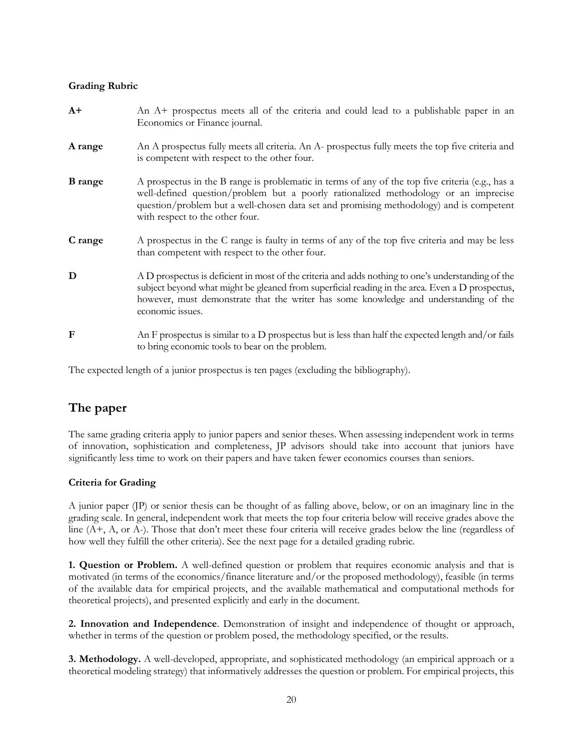**Grading Rubric**

**A+** An A+ prospectus meets all of the criteria and could lead to a publishable paper in an Economics or Finance journal.

**A range** An A prospectus fully meets all criteria. An A- prospectus fully meets the top five criteria and is competent with respect to the other four.

**B range** A prospectus in the B range is problematic in terms of any of the top five criteria (e.g., has a well-defined question/problem but a poorly rationalized methodology or an imprecise question/problem but a well-chosen data set and promising methodology) and is competent with respect to the other four.

**C range** A prospectus in the C range is faulty in terms of any of the top five criteria and may be less than competent with respect to the other four.

**D** A D prospectus is deficient in most of the criteria and adds nothing to one's understanding of the subject beyond what might be gleaned from superficial reading in the area. Even a D prospectus, however, must demonstrate that the writer has some knowledge and understanding of the economic issues.

**F** An F prospectus is similar to a D prospectus but is less than half the expected length and/or fails to bring economic tools to bear on the problem.

The expected length of a junior prospectus is ten pages (excluding the bibliography).

## The paper

The same grading criteria apply to junior papers and senior theses. When assessing independent work in terms of innovation, sophistication and completeness, JP advisors should take into account that juniors have significantly less time to work on their papers and have taken fewer economics courses than seniors.

**Criteria for Grading**

A junior paper (JP) or senior thesis can be thought of as falling above, below, or on an imaginary line in the grading scale. In general, independent work that meets the top four criteria below will receive grades above the line (A+, A, or A-). Those that don't meet these four criteria will receive grades below the line (regardless of how well they fulfill the other criteria). See the next page for a detailed grading rubric.

**1. Question or Problem.** A well-defined question or problem that requires economic analysis and that is motivated (in terms of the economics/finance literature and/or the proposed methodology), feasible (in terms of the available data for empirical projects, and the available mathematical and computational methods for theoretical projects), and presented explicitly and early in the document.

**2. Innovation and Independence**. Demonstration of insight and independence of thought or approach, whether in terms of the question or problem posed, the methodology specified, or the results.

**3. Methodology.** A well-developed, appropriate, and sophisticated methodology (an empirical approach or a theoretical modeling strategy) that informatively addresses the question or problem. For empirical projects, this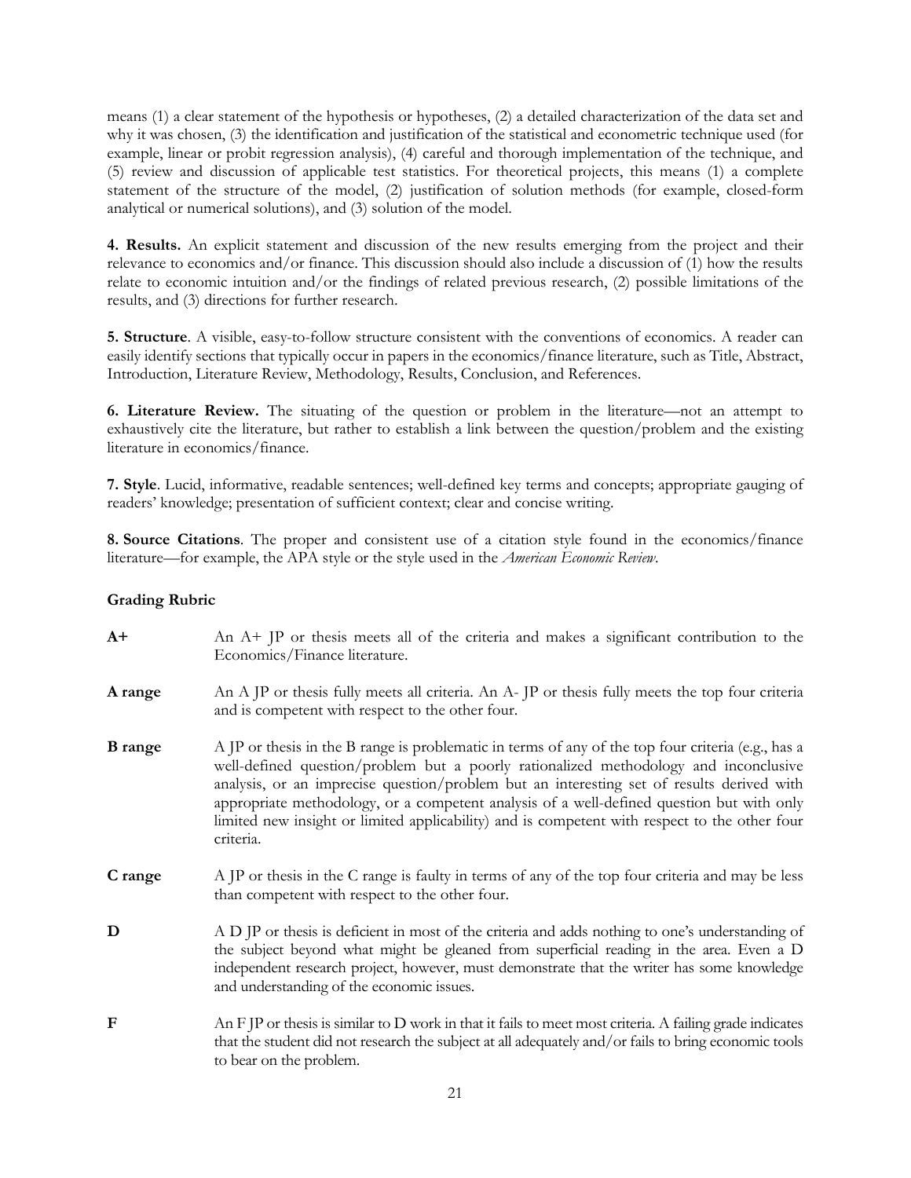means (1) a clear statement of the hypothesis or hypotheses, (2) a detailed characterization of the data set and why it was chosen, (3) the identification and justification of the statistical and econometric technique used (for example, linear or probit regression analysis), (4) careful and thorough implementation of the technique, and (5) review and discussion of applicable test statistics. For theoretical projects, this means (1) a complete statement of the structure of the model, (2) justification of solution methods (for example, closed-form analytical or numerical solutions), and (3) solution of the model.

**4. Results.** An explicit statement and discussion of the new results emerging from the project and their relevance to economics and/or finance. This discussion should also include a discussion of (1) how the results relate to economic intuition and/or the findings of related previous research, (2) possible limitations of the results, and (3) directions for further research.

**5. Structure**. A visible, easy-to-follow structure consistent with the conventions of economics. A reader can easily identify sections that typically occur in papers in the economics/finance literature, such as Title, Abstract, Introduction, Literature Review, Methodology, Results, Conclusion, and References.

**6. Literature Review.** The situating of the question or problem in the literature—not an attempt to exhaustively cite the literature, but rather to establish a link between the question/problem and the existing literature in economics/finance.

**7. Style**. Lucid, informative, readable sentences; well-defined key terms and concepts; appropriate gauging of readers' knowledge; presentation of sufficient context; clear and concise writing.

**8. Source Citations**. The proper and consistent use of a citation style found in the economics/finance literature—for example, the APA style or the style used in the *American Economic Review*.

**Grading Rubric**

**A+** An A+ JP or thesis meets all of the criteria and makes a significant contribution to the Economics/Finance literature.

**A range** An A JP or thesis fully meets all criteria. An A- JP or thesis fully meets the top four criteria and is competent with respect to the other four.

**B range** A JP or thesis in the B range is problematic in terms of any of the top four criteria (e.g., has a well-defined question/problem but a poorly rationalized methodology and inconclusive analysis, or an imprecise question/problem but an interesting set of results derived with appropriate methodology, or a competent analysis of a well-defined question but with only limited new insight or limited applicability) and is competent with respect to the other four criteria.

**C range** A JP or thesis in the C range is faulty in terms of any of the top four criteria and may be less than competent with respect to the other four.

**D** A D JP or thesis is deficient in most of the criteria and adds nothing to one's understanding of the subject beyond what might be gleaned from superficial reading in the area. Even a D independent research project, however, must demonstrate that the writer has some knowledge and understanding of the economic issues.

**F** An F JP or thesis is similar to D work in that it fails to meet most criteria. A failing grade indicates that the student did not research the subject at all adequately and/or fails to bring economic tools to bear on the problem.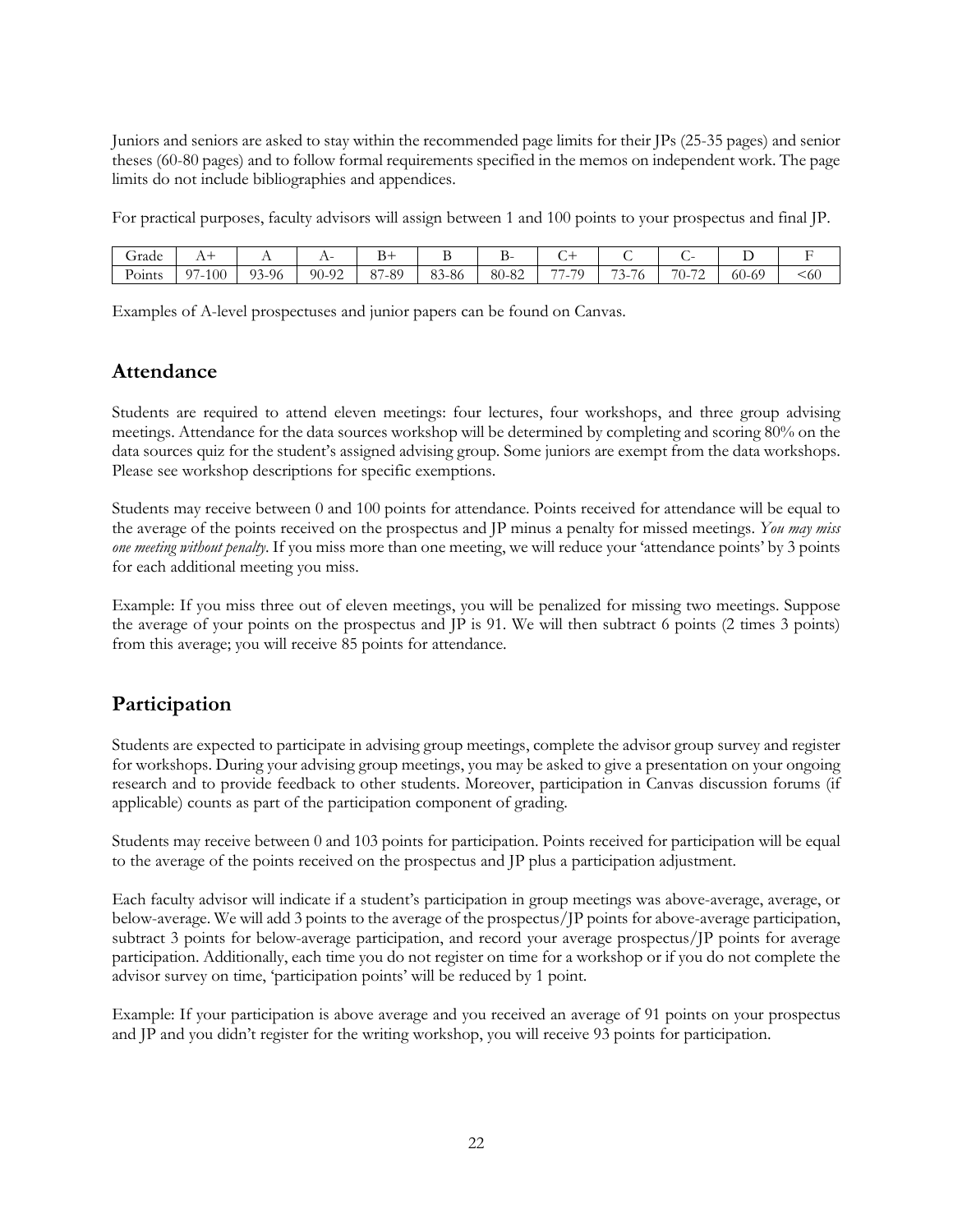Juniors and seniors are asked to stay within the recommended page limits for their JPs (25-35 pages) and senior theses (60-80 pages) and to follow formal requirements specified in the memos on independent work. The page limits do not include bibliographies and appendices.

For practical purposes, faculty advisors will assign between 1 and 100 points to your prospectus and final JP.

| Grade | A+ | A | A- | B+ | B | B- | C+ | C | C- | D | F |
|---|---|---|---|---|---|---|---|---|---|---|---|
| Points | 97-100 | 93-96 | 90-92 | 87-89 | 83-86 | 80-82 | 77-79 | 73-76 | 70-72 | 60-69 | <60 |

Examples of A-level prospectuses and junior papers can be found on Canvas.

## Attendance

Students are required to attend eleven meetings: four lectures, four workshops, and three group advising meetings. Attendance for the data sources workshop will be determined by completing and scoring 80% on the data sources quiz for the student's assigned advising group. Some juniors are exempt from the data workshops. Please see workshop descriptions for specific exemptions.

Students may receive between 0 and 100 points for attendance. Points received for attendance will be equal to the average of the points received on the prospectus and JP minus a penalty for missed meetings. *You may miss one meeting without penalty*. If you miss more than one meeting, we will reduce your 'attendance points' by 3 points for each additional meeting you miss.

Example: If you miss three out of eleven meetings, you will be penalized for missing two meetings. Suppose the average of your points on the prospectus and JP is 91. We will then subtract 6 points (2 times 3 points) from this average; you will receive 85 points for attendance.

## Participation

Students are expected to participate in advising group meetings, complete the advisor group survey and register for workshops. During your advising group meetings, you may be asked to give a presentation on your ongoing research and to provide feedback to other students. Moreover, participation in Canvas discussion forums (if applicable) counts as part of the participation component of grading.

Students may receive between 0 and 103 points for participation. Points received for participation will be equal to the average of the points received on the prospectus and JP plus a participation adjustment.

Each faculty advisor will indicate if a student's participation in group meetings was above-average, average, or below-average. We will add 3 points to the average of the prospectus/JP points for above-average participation, subtract 3 points for below-average participation, and record your average prospectus/JP points for average participation. Additionally, each time you do not register on time for a workshop or if you do not complete the advisor survey on time, 'participation points' will be reduced by 1 point.

Example: If your participation is above average and you received an average of 91 points on your prospectus and JP and you didn't register for the writing workshop, you will receive 93 points for participation.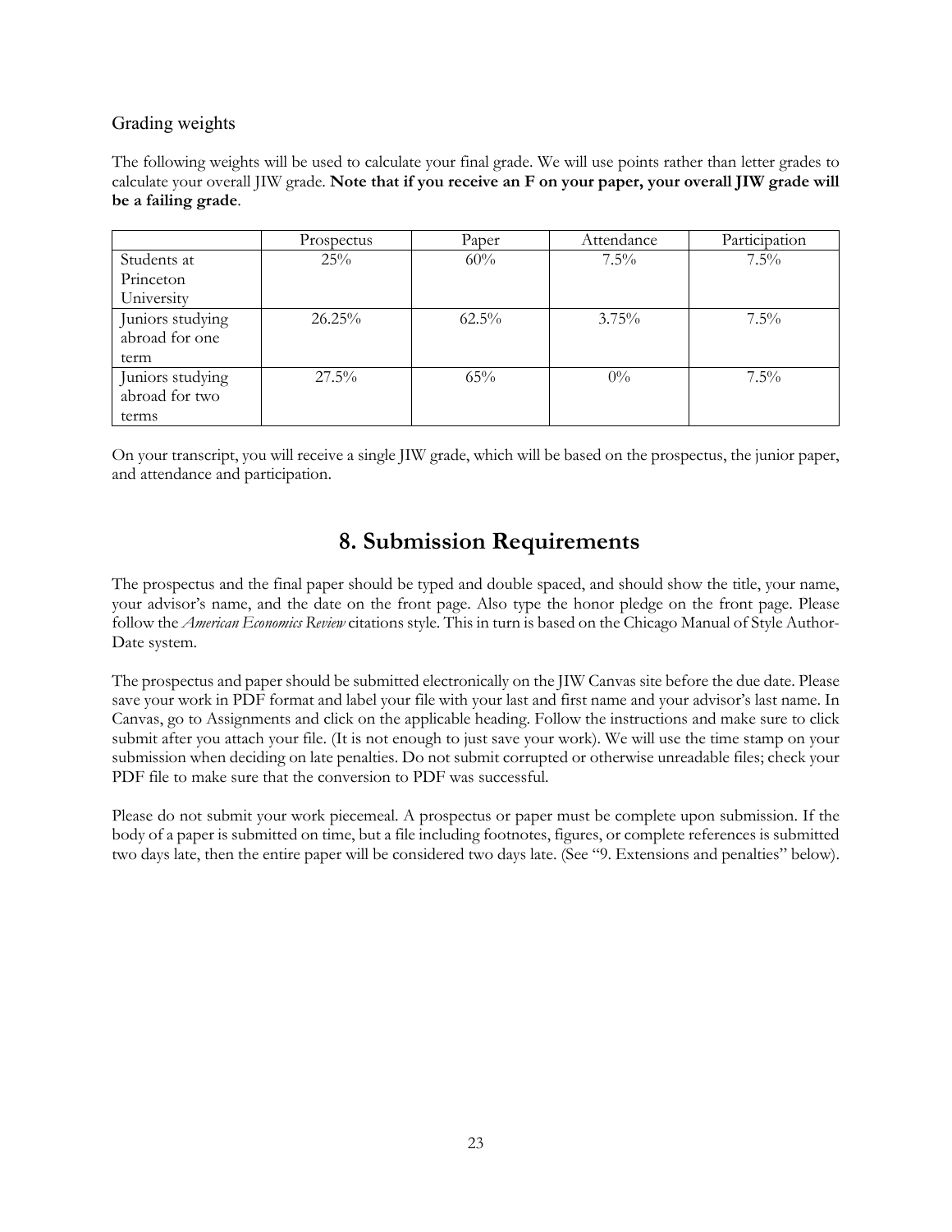### Grading weights

The following weights will be used to calculate your final grade. We will use points rather than letter grades to calculate your overall JIW grade. **Note that if you receive an F on your paper, your overall JIW grade will be a failing grade**.

| | Prospectus | Paper | Attendance | Participation |
|---|---|---|---|---|
| Students at Princeton University | 25% | 60% | 7.5% | 7.5% |
| Juniors studying abroad for one term | 26.25% | 62.5% | 3.75% | 7.5% |
| Juniors studying abroad for two terms | 27.5% | 65% | 0% | 7.5% |

On your transcript, you will receive a single JIW grade, which will be based on the prospectus, the junior paper, and attendance and participation.

## 8. Submission Requirements

The prospectus and the final paper should be typed and double spaced, and should show the title, your name, your advisor's name, and the date on the front page. Also type the honor pledge on the front page. Please follow the *American Economics Review* citations style. This in turn is based on the Chicago Manual of Style Author-Date system.

The prospectus and paper should be submitted electronically on the JIW Canvas site before the due date. Please save your work in PDF format and label your file with your last and first name and your advisor's last name. In Canvas, go to Assignments and click on the applicable heading. Follow the instructions and make sure to click submit after you attach your file. (It is not enough to just save your work). We will use the time stamp on your submission when deciding on late penalties. Do not submit corrupted or otherwise unreadable files; check your PDF file to make sure that the conversion to PDF was successful.

Please do not submit your work piecemeal. A prospectus or paper must be complete upon submission. If the body of a paper is submitted on time, but a file including footnotes, figures, or complete references is submitted two days late, then the entire paper will be considered two days late. (See "9. Extensions and penalties" below).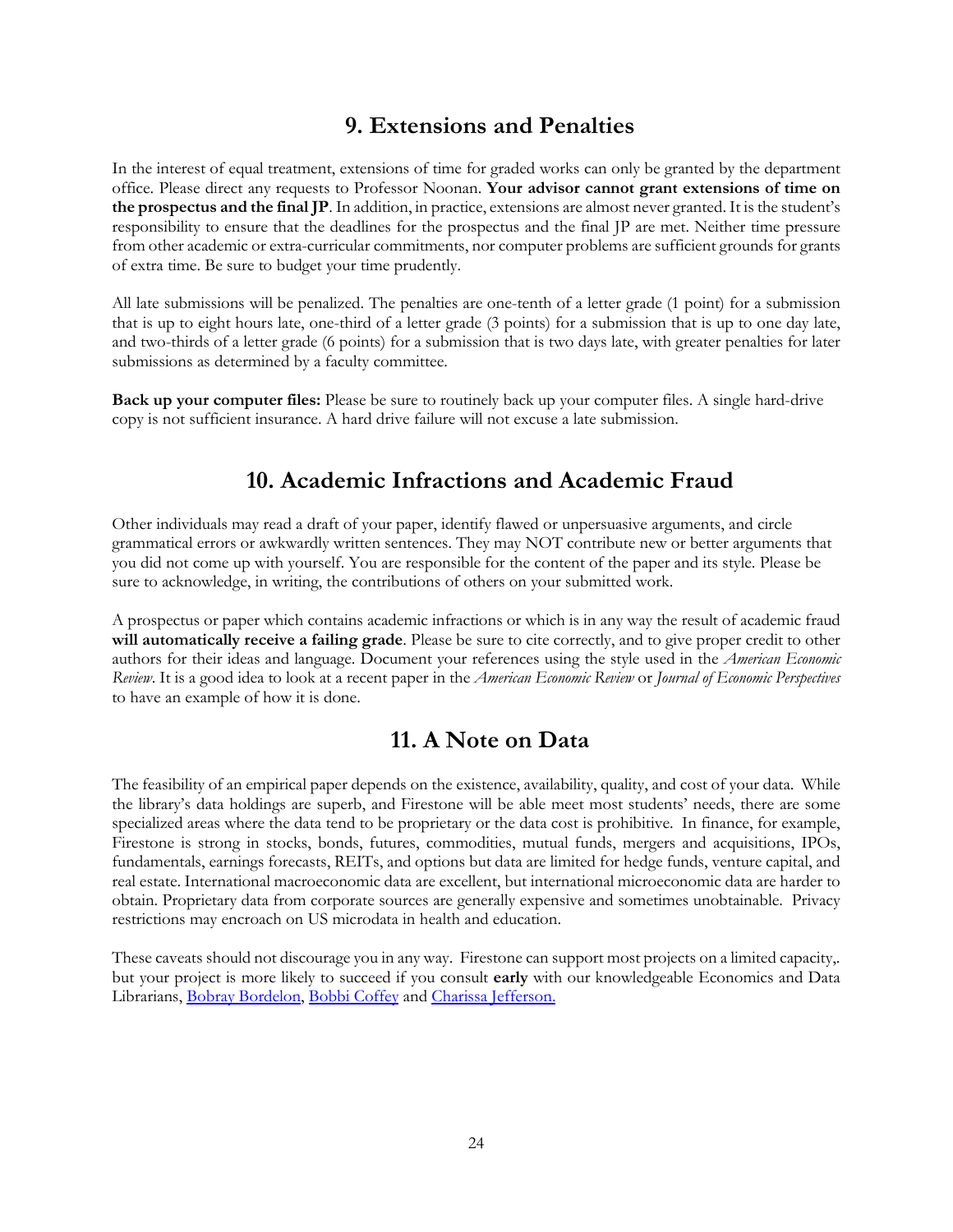## 9. Extensions and Penalties

In the interest of equal treatment, extensions of time for graded works can only be granted by the department office. Please direct any requests to Professor Noonan. **Your advisor cannot grant extensions of time on the prospectus and the final JP**. In addition, in practice, extensions are almost never granted. It is the student's responsibility to ensure that the deadlines for the prospectus and the final JP are met. Neither time pressure from other academic or extra-curricular commitments, nor computer problems are sufficient grounds for grants of extra time. Be sure to budget your time prudently.

All late submissions will be penalized. The penalties are one-tenth of a letter grade (1 point) for a submission that is up to eight hours late, one-third of a letter grade (3 points) for a submission that is up to one day late, and two-thirds of a letter grade (6 points) for a submission that is two days late, with greater penalties for later submissions as determined by a faculty committee.

**Back up your computer files:** Please be sure to routinely back up your computer files. A single hard-drive copy is not sufficient insurance. A hard drive failure will not excuse a late submission.

## 10. Academic Infractions and Academic Fraud

Other individuals may read a draft of your paper, identify flawed or unpersuasive arguments, and circle grammatical errors or awkwardly written sentences. They may NOT contribute new or better arguments that you did not come up with yourself. You are responsible for the content of the paper and its style. Please be sure to acknowledge, in writing, the contributions of others on your submitted work.

A prospectus or paper which contains academic infractions or which is in any way the result of academic fraud **will automatically receive a failing grade**. Please be sure to cite correctly, and to give proper credit to other authors for their ideas and language. Document your references using the style used in the *American Economic Review*. It is a good idea to look at a recent paper in the *American Economic Review* or *Journal of Economic Perspectives* to have an example of how it is done.

## 11. A Note on Data

The feasibility of an empirical paper depends on the existence, availability, quality, and cost of your data. While the library's data holdings are superb, and Firestone will be able meet most students' needs, there are some specialized areas where the data tend to be proprietary or the data cost is prohibitive. In finance, for example, Firestone is strong in stocks, bonds, futures, commodities, mutual funds, mergers and acquisitions, IPOs, fundamentals, earnings forecasts, REITs, and options but data are limited for hedge funds, venture capital, and real estate. International macroeconomic data are excellent, but international microeconomic data are harder to obtain. Proprietary data from corporate sources are generally expensive and sometimes unobtainable. Privacy restrictions may encroach on US microdata in health and education.

These caveats should not discourage you in any way. Firestone can support most projects on a limited capacity,. but your project is more likely to succeed if you consult **early** with our knowledgeable Economics and Data Librarians, Bobray Bordelon, Bobbi Coffey and Charissa Jefferson.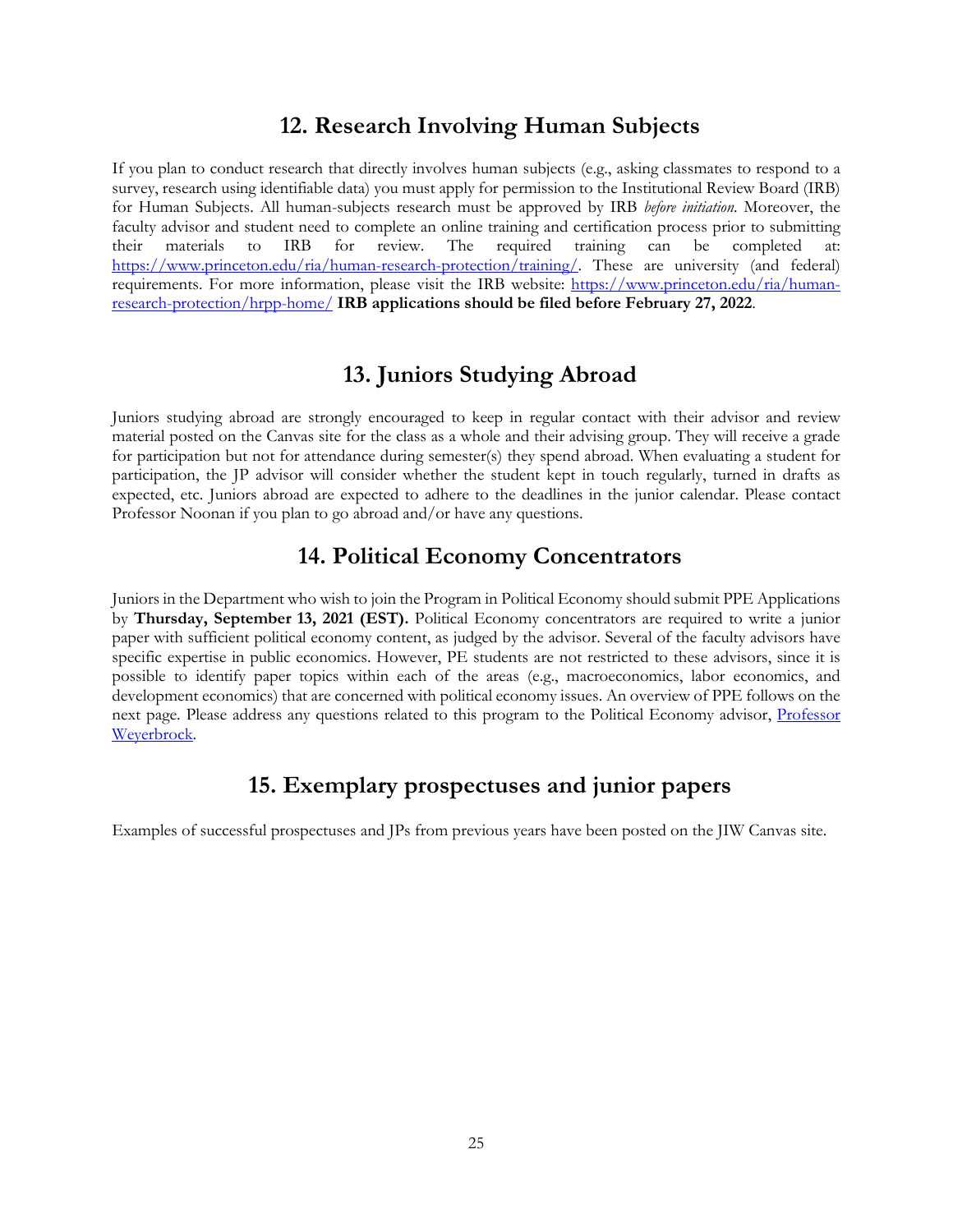## 12. Research Involving Human Subjects

If you plan to conduct research that directly involves human subjects (e.g., asking classmates to respond to a survey, research using identifiable data) you must apply for permission to the Institutional Review Board (IRB) for Human Subjects. All human-subjects research must be approved by IRB *before initiation*. Moreover, the faculty advisor and student need to complete an online training and certification process prior to submitting their materials to IRB for review. The required training can be completed at: [https://www.princeton.edu/ria/human-research-protection/training/](https://www.princeton.edu/ria/human-research-protection/training/). These are university (and federal) requirements. For more information, please visit the IRB website: [https://www.princeton.edu/ria/human-research-protection/hrpp-home/](https://www.princeton.edu/ria/human-research-protection/hrpp-home/) **IRB applications should be filed before February 27, 2022**.

## 13. Juniors Studying Abroad

Juniors studying abroad are strongly encouraged to keep in regular contact with their advisor and review material posted on the Canvas site for the class as a whole and their advising group. They will receive a grade for participation but not for attendance during semester(s) they spend abroad. When evaluating a student for participation, the JP advisor will consider whether the student kept in touch regularly, turned in drafts as expected, etc. Juniors abroad are expected to adhere to the deadlines in the junior calendar. Please contact Professor Noonan if you plan to go abroad and/or have any questions.

## 14. Political Economy Concentrators

Juniors in the Department who wish to join the Program in Political Economy should submit PPE Applications by **Thursday, September 13, 2021 (EST).** Political Economy concentrators are required to write a junior paper with sufficient political economy content, as judged by the advisor. Several of the faculty advisors have specific expertise in public economics. However, PE students are not restricted to these advisors, since it is possible to identify paper topics within each of the areas (e.g., macroeconomics, labor economics, and development economics) that are concerned with political economy issues. An overview of PPE follows on the next page. Please address any questions related to this program to the Political Economy advisor, Professor Weyerbrock.

## 15. Exemplary prospectuses and junior papers

Examples of successful prospectuses and JPs from previous years have been posted on the JIW Canvas site.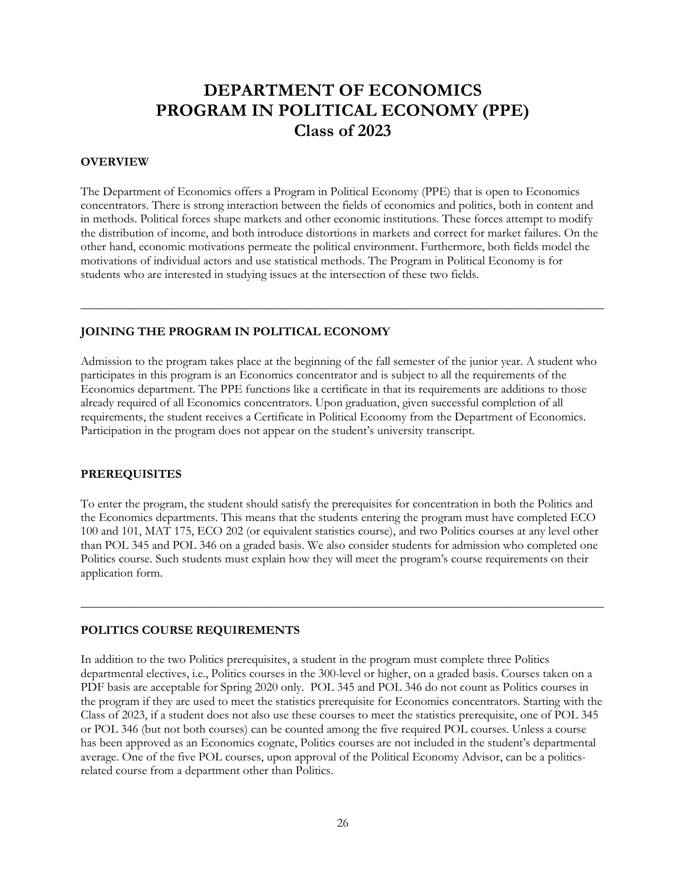# DEPARTMENT OF ECONOMICS
# PROGRAM IN POLITICAL ECONOMY (PPE)
## Class of 2023

### OVERVIEW

The Department of Economics offers a Program in Political Economy (PPE) that is open to Economics concentrators. There is strong interaction between the fields of economics and politics, both in content and in methods. Political forces shape markets and other economic institutions. These forces attempt to modify the distribution of income, and both introduce distortions in markets and correct for market failures. On the other hand, economic motivations permeate the political environment. Furthermore, both fields model the motivations of individual actors and use statistical methods. The Program in Political Economy is for students who are interested in studying issues at the intersection of these two fields.

---

### JOINING THE PROGRAM IN POLITICAL ECONOMY

Admission to the program takes place at the beginning of the fall semester of the junior year. A student who participates in this program is an Economics concentrator and is subject to all the requirements of the Economics department. The PPE functions like a certificate in that its requirements are additions to those already required of all Economics concentrators. Upon graduation, given successful completion of all requirements, the student receives a Certificate in Political Economy from the Department of Economics. Participation in the program does not appear on the student's university transcript.

### PREREQUISITES

To enter the program, the student should satisfy the prerequisites for concentration in both the Politics and the Economics departments. This means that the students entering the program must have completed ECO 100 and 101, MAT 175, ECO 202 (or equivalent statistics course), and two Politics courses at any level other than POL 345 and POL 346 on a graded basis. We also consider students for admission who completed one Politics course. Such students must explain how they will meet the program's course requirements on their application form.

---

### POLITICS COURSE REQUIREMENTS

In addition to the two Politics prerequisites, a student in the program must complete three Politics departmental electives, i.e., Politics courses in the 300-level or higher, on a graded basis. Courses taken on a PDF basis are acceptable for Spring 2020 only. POL 345 and POL 346 do not count as Politics courses in the program if they are used to meet the statistics prerequisite for Economics concentrators. Starting with the Class of 2023, if a student does not also use these courses to meet the statistics prerequisite, one of POL 345 or POL 346 (but not both courses) can be counted among the five required POL courses. Unless a course has been approved as an Economics cognate, Politics courses are not included in the student's departmental average. One of the five POL courses, upon approval of the Political Economy Advisor, can be a politics-related course from a department other than Politics.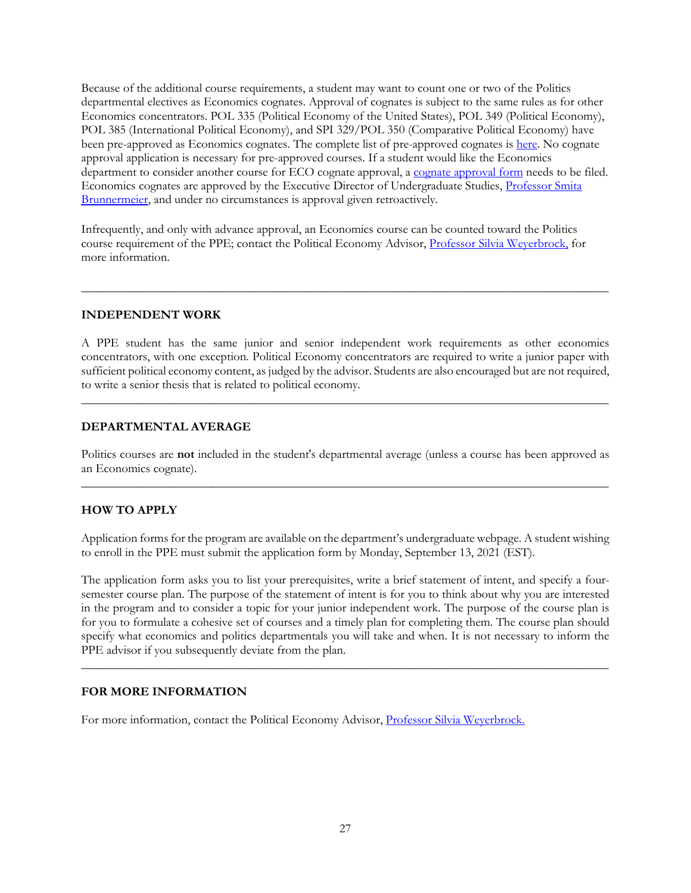Because of the additional course requirements, a student may want to count one or two of the Politics departmental electives as Economics cognates. Approval of cognates is subject to the same rules as for other Economics concentrators. POL 335 (Political Economy of the United States), POL 349 (Political Economy), POL 385 (International Political Economy), and SPI 329/POL 350 (Comparative Political Economy) have been pre-approved as Economics cognates. The complete list of pre-approved cognates is here. No cognate approval application is necessary for pre-approved courses. If a student would like the Economics department to consider another course for ECO cognate approval, a cognate approval form needs to be filed. Economics cognates are approved by the Executive Director of Undergraduate Studies, Professor Smita Brunnermeier, and under no circumstances is approval given retroactively.

Infrequently, and only with advance approval, an Economics course can be counted toward the Politics course requirement of the PPE; contact the Political Economy Advisor, Professor Silvia Weyerbrock, for more information.

---

## INDEPENDENT WORK

A PPE student has the same junior and senior independent work requirements as other economics concentrators, with one exception. Political Economy concentrators are required to write a junior paper with sufficient political economy content, as judged by the advisor. Students are also encouraged but are not required, to write a senior thesis that is related to political economy.

---

## DEPARTMENTAL AVERAGE

Politics courses are **not** included in the student's departmental average (unless a course has been approved as an Economics cognate).

---

## HOW TO APPLY

Application forms for the program are available on the department's undergraduate webpage. A student wishing to enroll in the PPE must submit the application form by Monday, September 13, 2021 (EST).

The application form asks you to list your prerequisites, write a brief statement of intent, and specify a four-semester course plan. The purpose of the statement of intent is for you to think about why you are interested in the program and to consider a topic for your junior independent work. The purpose of the course plan is for you to formulate a cohesive set of courses and a timely plan for completing them. The course plan should specify what economics and politics departmentals you will take and when. It is not necessary to inform the PPE advisor if you subsequently deviate from the plan.

---

## FOR MORE INFORMATION

For more information, contact the Political Economy Advisor, Professor Silvia Weyerbrock.